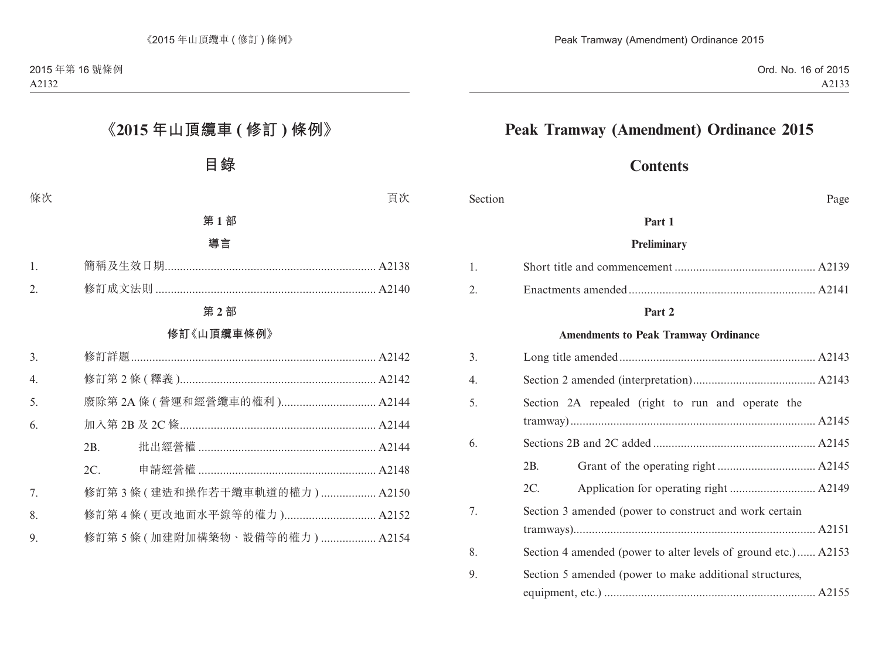# 《2015 年山頂纜車 ( 修訂 ) 條例》

## 目錄

| 條次 | | 頁次 |
|---|---|---|
| | **第 1 部** | |
| | **導言** | |
| 1. | 簡稱及生效日期 | A2138 |
| 2. | 修訂成文法則 | A2140 |
| | **第 2 部** | |
| | **修訂《山頂纜車條例》** | |
| 3. | 修訂詳題 | A2142 |
| 4. | 修訂第 2 條 ( 釋義 ) | A2142 |
| 5. | 廢除第 2A 條 ( 營運和經營纜車的權利 ) | A2144 |
| 6. | 加入第 2B 及 2C 條 | A2144 |
| | 2B. 批出經營權 | A2144 |
| | 2C. 申請經營權 | A2148 |
| 7. | 修訂第 3 條 ( 建造和操作若干纜車軌道的權力 ) | A2150 |
| 8. | 修訂第 4 條 ( 更改地面水平線等的權力 ) | A2152 |
| 9. | 修訂第 5 條 ( 加建附加構築物、設備等的權力 ) | A2154 |

# Peak Tramway (Amendment) Ordinance 2015

## Contents

| Section | | Page |
|---|---|---|
| | **Part 1** | |
| | **Preliminary** | |
| 1. | Short title and commencement | A2139 |
| 2. | Enactments amended | A2141 |
| | **Part 2** | |
| | **Amendments to Peak Tramway Ordinance** | |
| 3. | Long title amended | A2143 |
| 4. | Section 2 amended (interpretation) | A2143 |
| 5. | Section 2A repealed (right to run and operate the tramway) | A2145 |
| 6. | Sections 2B and 2C added | A2145 |
| | 2B. Grant of the operating right | A2145 |
| | 2C. Application for operating right | A2149 |
| 7. | Section 3 amended (power to construct and work certain tramways) | A2151 |
| 8. | Section 4 amended (power to alter levels of ground etc.) | A2153 |
| 9. | Section 5 amended (power to make additional structures, equipment, etc.) | A2155 |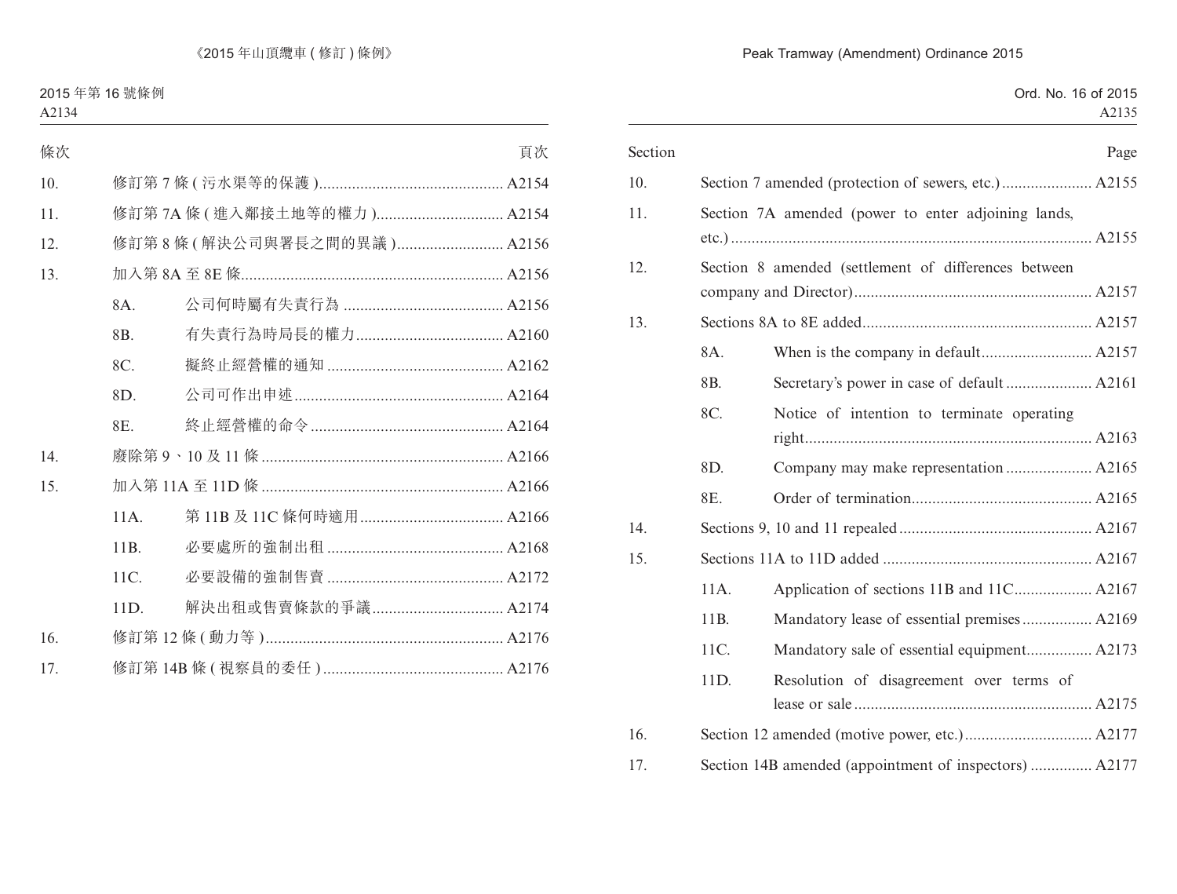| 條次 | | | 頁次 |
|---|---|---|---|
| 10. | 修訂第 7 條 (污水渠等的保護) | | A2154 |
| 11. | 修訂第 7A 條 (進入鄰接土地等的權力) | | A2154 |
| 12. | 修訂第 8 條 (解決公司與署長之間的異議) | | A2156 |
| 13. | 加入第 8A 至 8E 條 | | A2156 |
| | 8A. | 公司何時屬有失責行為 | A2156 |
| | 8B. | 有失責行為時局長的權力 | A2160 |
| | 8C. | 擬終止經營權的通知 | A2162 |
| | 8D. | 公司可作出申述 | A2164 |
| | 8E. | 終止經營權的命令 | A2164 |
| 14. | 廢除第 9、10 及 11 條 | | A2166 |
| 15. | 加入第 11A 至 11D 條 | | A2166 |
| | 11A. | 第 11B 及 11C 條何時適用 | A2166 |
| | 11B. | 必要處所的強制出租 | A2168 |
| | 11C. | 必要設備的強制售賣 | A2172 |
| | 11D. | 解決出租或售賣條款的爭議 | A2174 |
| 16. | 修訂第 12 條 (動力等) | | A2176 |
| 17. | 修訂第 14B 條 (視察員的委任) | | A2176 |

| Section | | | Page |
|---|---|---|---|
| 10. | Section 7 amended (protection of sewers, etc.) | | A2155 |
| 11. | Section 7A amended (power to enter adjoining lands, etc.) | | A2155 |
| 12. | Section 8 amended (settlement of differences between company and Director) | | A2157 |
| 13. | Sections 8A to 8E added | | A2157 |
| | 8A. | When is the company in default | A2157 |
| | 8B. | Secretary's power in case of default | A2161 |
| | 8C. | Notice of intention to terminate operating right | A2163 |
| | 8D. | Company may make representation | A2165 |
| | 8E. | Order of termination | A2165 |
| 14. | Sections 9, 10 and 11 repealed | | A2167 |
| 15. | Sections 11A to 11D added | | A2167 |
| | 11A. | Application of sections 11B and 11C | A2167 |
| | 11B. | Mandatory lease of essential premises | A2169 |
| | 11C. | Mandatory sale of essential equipment | A2173 |
| | 11D. | Resolution of disagreement over terms of lease or sale | A2175 |
| 16. | Section 12 amended (motive power, etc.) | | A2177 |
| 17. | Section 14B amended (appointment of inspectors) | | A2177 |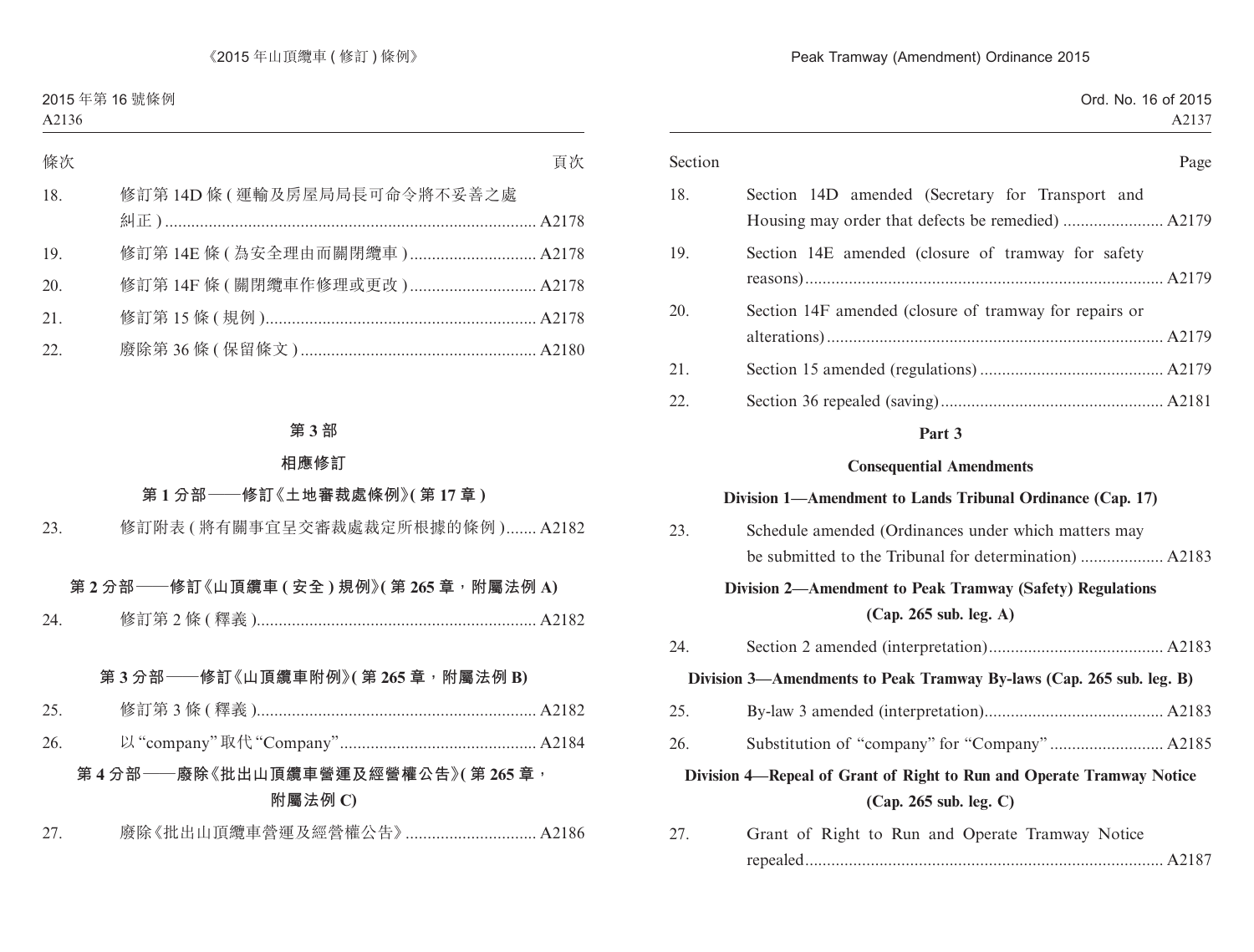| 條次 | | 頁次 |
|---|---|---|
| 18. | 修訂第 14D 條 (運輸及房屋局局長可命令將不妥善之處糾正) | A2178 |
| 19. | 修訂第 14E 條 (為安全理由而關閉纜車) | A2178 |
| 20. | 修訂第 14F 條 (關閉纜車作修理或更改) | A2178 |
| 21. | 修訂第 15 條 (規例) | A2178 |
| 22. | 廢除第 36 條 (保留條文) | A2180 |

**第 3 部**

**相應修訂**

**第 1 分部——修訂《土地審裁處條例》(第 17 章)**

| | | |
|---|---|---|
| 23. | 修訂附表 (將有關事宜呈交審裁處裁定所根據的條例) | A2182 |

**第 2 分部——修訂《山頂纜車 (安全) 規例》(第 265 章，附屬法例 A)**

| | | |
|---|---|---|
| 24. | 修訂第 2 條 (釋義) | A2182 |

**第 3 分部——修訂《山頂纜車附例》(第 265 章，附屬法例 B)**

| | | |
|---|---|---|
| 25. | 修訂第 3 條 (釋義) | A2182 |
| 26. | 以 “company” 取代 “Company” | A2184 |

**第 4 分部——廢除《批出山頂纜車營運及經營權公告》(第 265 章，附屬法例 C)**

| | | |
|---|---|---|
| 27. | 廢除《批出山頂纜車營運及經營權公告》 | A2186 |

| Section | | Page |
|---|---|---|
| 18. | Section 14D amended (Secretary for Transport and Housing may order that defects be remedied) | A2179 |
| 19. | Section 14E amended (closure of tramway for safety reasons) | A2179 |
| 20. | Section 14F amended (closure of tramway for repairs or alterations) | A2179 |
| 21. | Section 15 amended (regulations) | A2179 |
| 22. | Section 36 repealed (saving) | A2181 |

**Part 3**

**Consequential Amendments**

**Division 1—Amendment to Lands Tribunal Ordinance (Cap. 17)**

| | | |
|---|---|---|
| 23. | Schedule amended (Ordinances under which matters may be submitted to the Tribunal for determination) | A2183 |

**Division 2—Amendment to Peak Tramway (Safety) Regulations (Cap. 265 sub. leg. A)**

| | | |
|---|---|---|
| 24. | Section 2 amended (interpretation) | A2183 |

**Division 3—Amendments to Peak Tramway By-laws (Cap. 265 sub. leg. B)**

| | | |
|---|---|---|
| 25. | By-law 3 amended (interpretation) | A2183 |
| 26. | Substitution of “company” for “Company” | A2185 |

**Division 4—Repeal of Grant of Right to Run and Operate Tramway Notice (Cap. 265 sub. leg. C)**

| | | |
|---|---|---|
| 27. | Grant of Right to Run and Operate Tramway Notice repealed | A2187 |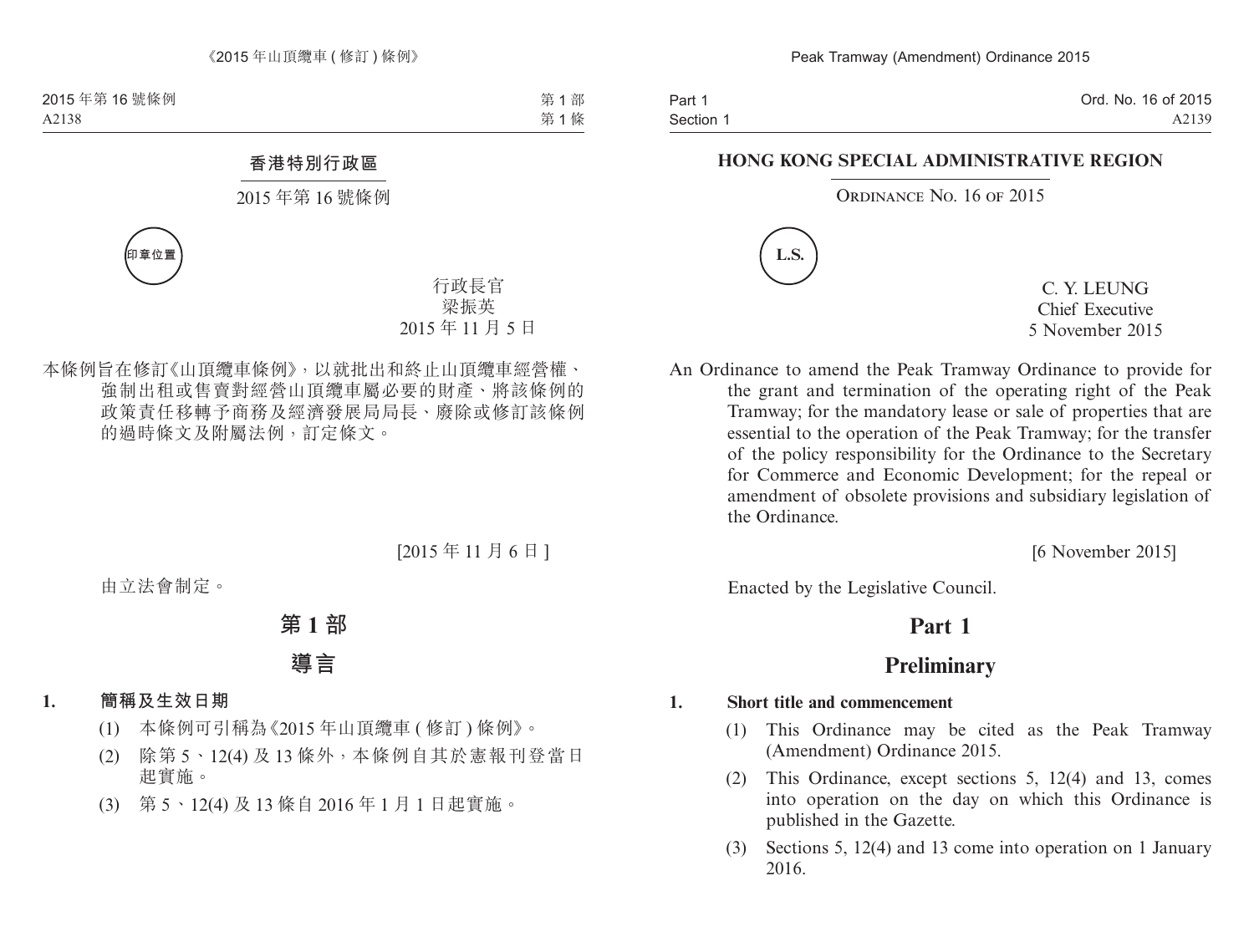# 香港特別行政區

## 2015 年第 16 號條例

印章位置

行政長官
梁振英
2015 年 11 月 5 日

本條例旨在修訂《山頂纜車條例》，以就批出和終止山頂纜車經營權、強制出租或售賣對經營山頂纜車屬必要的財產、將該條例的政策責任移轉予商務及經濟發展局局長、廢除或修訂該條例的過時條文及附屬法例，訂定條文。

[2015 年 11 月 6 日]

由立法會制定。

## 第 1 部

## 導言

**1. 簡稱及生效日期**

(1) 本條例可引稱為《2015 年山頂纜車 (修訂) 條例》。

(2) 除第 5、12(4) 及 13 條外，本條例自其於憲報刊登當日起實施。

(3) 第 5、12(4) 及 13 條自 2016 年 1 月 1 日起實施。

# HONG KONG SPECIAL ADMINISTRATIVE REGION

## ORDINANCE NO. 16 OF 2015

L.S.

C. Y. LEUNG
Chief Executive
5 November 2015

An Ordinance to amend the Peak Tramway Ordinance to provide for the grant and termination of the operating right of the Peak Tramway; for the mandatory lease or sale of properties that are essential to the operation of the Peak Tramway; for the transfer of the policy responsibility for the Ordinance to the Secretary for Commerce and Economic Development; for the repeal or amendment of obsolete provisions and subsidiary legislation of the Ordinance.

[6 November 2015]

Enacted by the Legislative Council.

## Part 1

## Preliminary

**1. Short title and commencement**

(1) This Ordinance may be cited as the Peak Tramway (Amendment) Ordinance 2015.

(2) This Ordinance, except sections 5, 12(4) and 13, comes into operation on the day on which this Ordinance is published in the Gazette.

(3) Sections 5, 12(4) and 13 come into operation on 1 January 2016.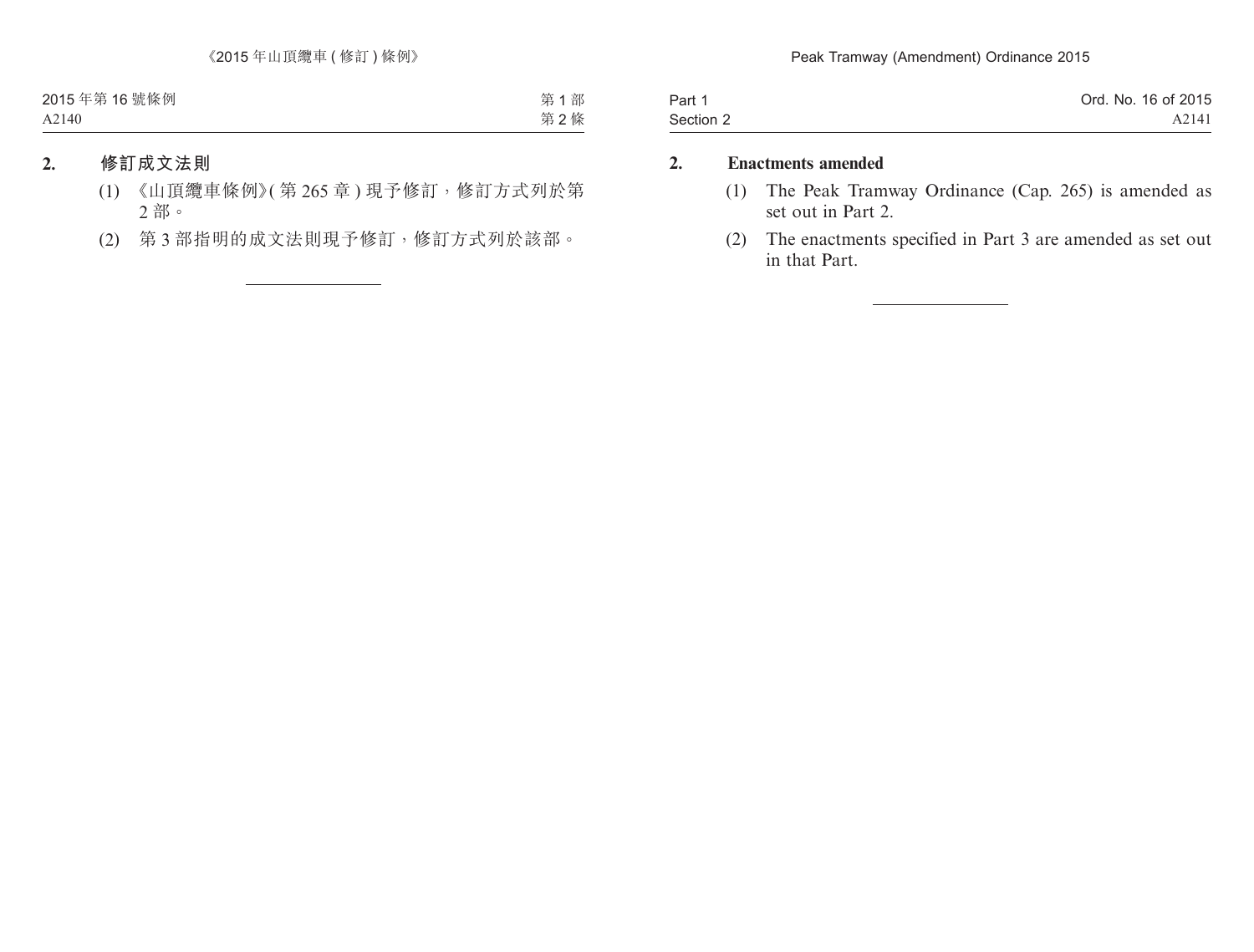## 2. 修訂成文法則

(1) 《山頂纜車條例》(第 265 章) 現予修訂，修訂方式列於第 2 部。

(2) 第 3 部指明的成文法則現予修訂，修訂方式列於該部。

---

## 2. Enactments amended

(1) The Peak Tramway Ordinance (Cap. 265) is amended as set out in Part 2.

(2) The enactments specified in Part 3 are amended as set out in that Part.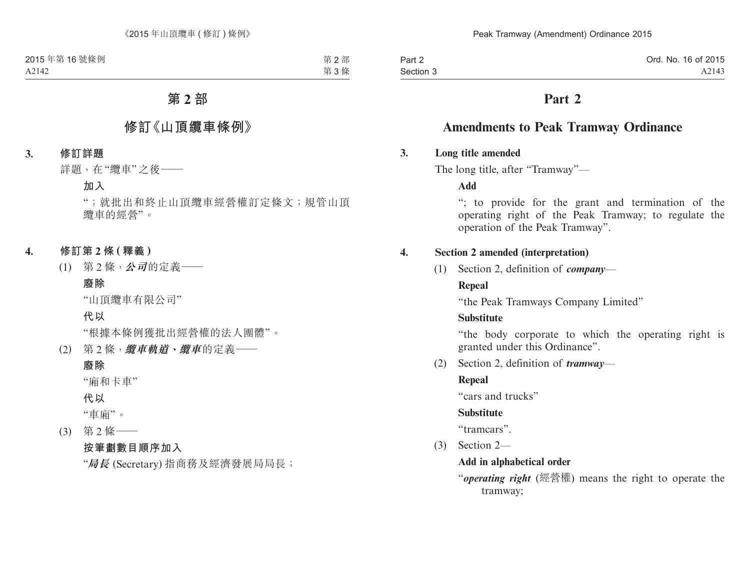# 第 2 部

## 修訂《山頂纜車條例》

**3. 修訂詳題**

詳題，在“纜車”之後——

**加入**

“；就批出和終止山頂纜車經營權訂定條文；規管山頂纜車的經營”。

**4. 修訂第 2 條 (釋義)**

(1) 第 2 條，***公司***的定義——

**廢除**

“山頂纜車有限公司”

**代以**

“根據本條例獲批出經營權的法人團體”。

(2) 第 2 條，***纜車軌道、纜車***的定義——

**廢除**

“廂和卡車”

**代以**

“車廂”。

(3) 第 2 條——

**按筆劃數目順序加入**

“***局長*** (Secretary) 指商務及經濟發展局局長；

# Part 2

## Amendments to Peak Tramway Ordinance

**3. Long title amended**

The long title, after “Tramway”—

**Add**

“; to provide for the grant and termination of the operating right of the Peak Tramway; to regulate the operation of the Peak Tramway”.

**4. Section 2 amended (interpretation)**

(1) Section 2, definition of ***company***—

**Repeal**

“the Peak Tramways Company Limited”

**Substitute**

“the body corporate to which the operating right is granted under this Ordinance”.

(2) Section 2, definition of ***tramway***—

**Repeal**

“cars and trucks”

**Substitute**

“tramcars”.

(3) Section 2—

**Add in alphabetical order**

“***operating right*** (經營權) means the right to operate the tramway;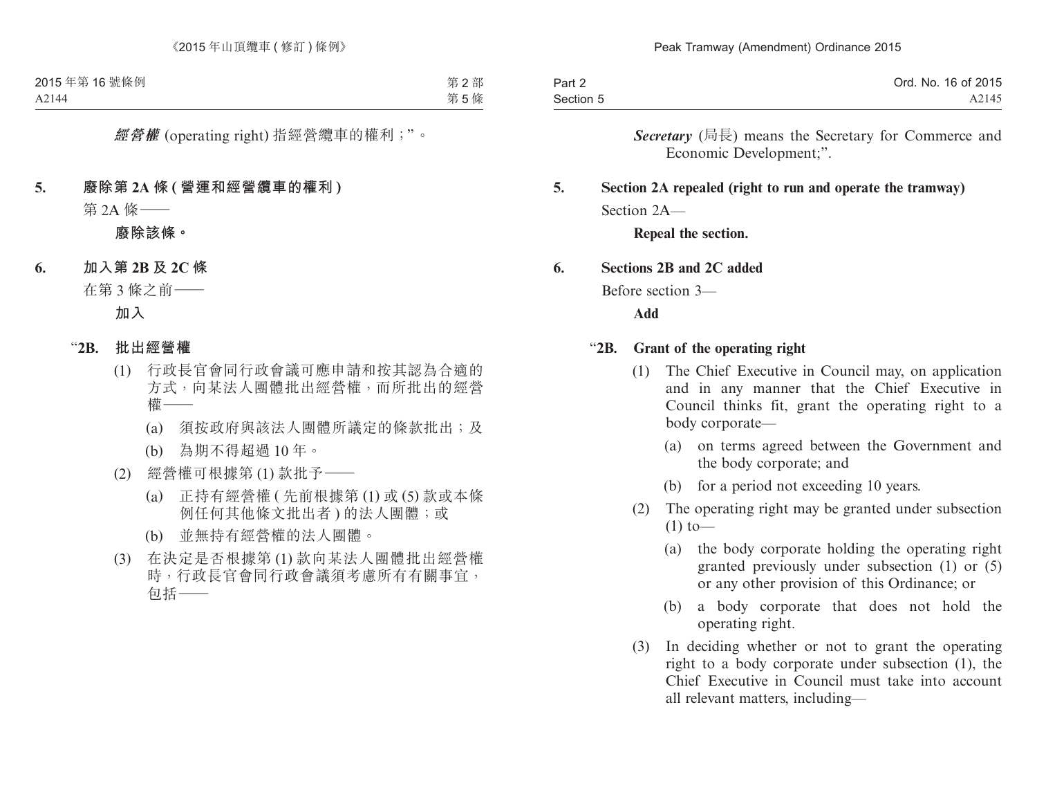***經營權*** (operating right) 指經營纜車的權利；”。

**5. 廢除第 2A 條 (營運和經營纜車的權利)**

第 2A 條——

**廢除該條。**

**6. 加入第 2B 及 2C 條**

在第 3 條之前——

**加入**

“**2B. 批出經營權**

(1) 行政長官會同行政會議可應申請和按其認為合適的方式，向某法人團體批出經營權，而所批出的經營權——

(a) 須按政府與該法人團體所議定的條款批出；及

(b) 為期不得超過 10 年。

(2) 經營權可根據第 (1) 款批予——

(a) 正持有經營權 (先前根據第 (1) 或 (5) 款或本條例任何其他條文批出者) 的法人團體；或

(b) 並無持有經營權的法人團體。

(3) 在決定是否根據第 (1) 款向某法人團體批出經營權時，行政長官會同行政會議須考慮所有有關事宜，包括——

***Secretary*** (局長) means the Secretary for Commerce and Economic Development;”.

**5. Section 2A repealed (right to run and operate the tramway)**

Section 2A—

**Repeal the section.**

**6. Sections 2B and 2C added**

Before section 3—

**Add**

“**2B. Grant of the operating right**

(1) The Chief Executive in Council may, on application and in any manner that the Chief Executive in Council thinks fit, grant the operating right to a body corporate—

(a) on terms agreed between the Government and the body corporate; and

(b) for a period not exceeding 10 years.

(2) The operating right may be granted under subsection (1) to—

(a) the body corporate holding the operating right granted previously under subsection (1) or (5) or any other provision of this Ordinance; or

(b) a body corporate that does not hold the operating right.

(3) In deciding whether or not to grant the operating right to a body corporate under subsection (1), the Chief Executive in Council must take into account all relevant matters, including—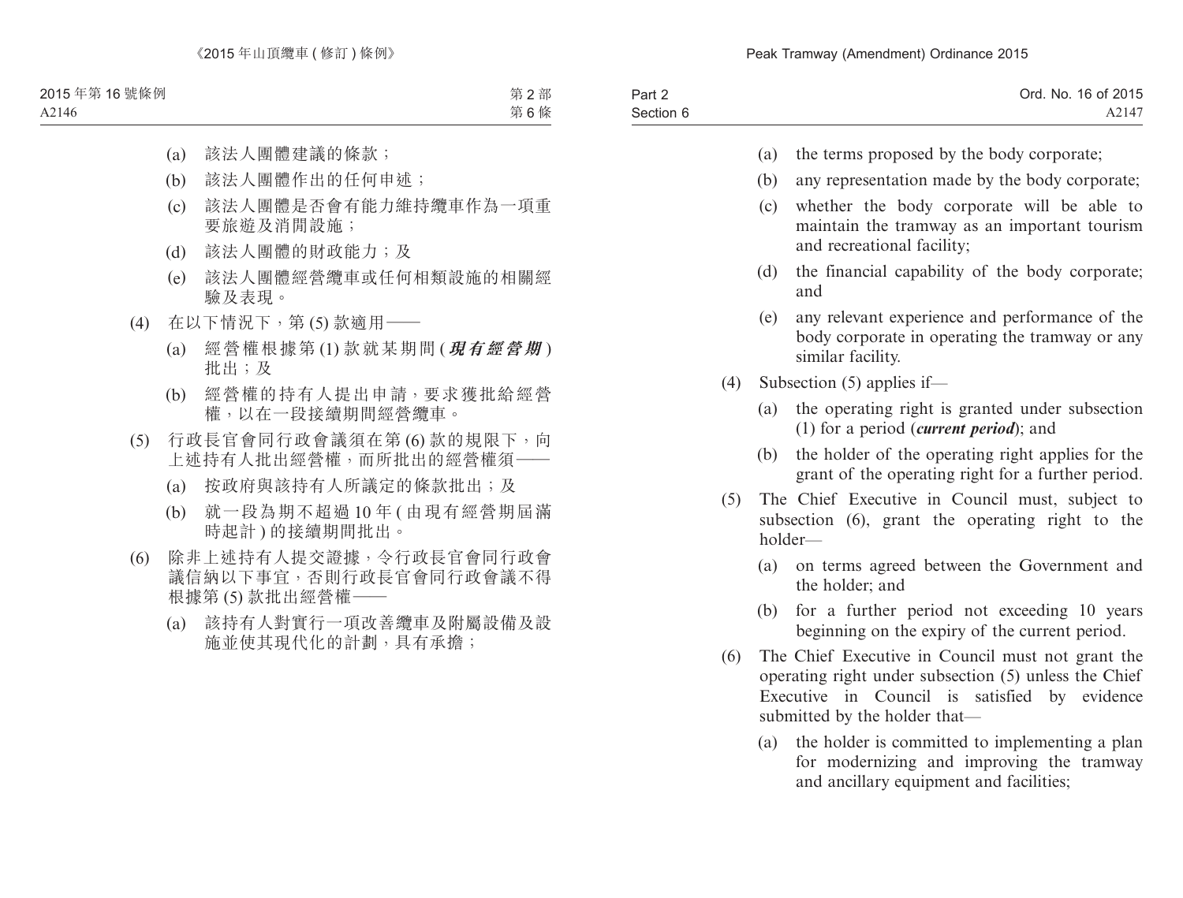(a) 該法人團體建議的條款；

(b) 該法人團體作出的任何申述；

(c) 該法人團體是否會有能力維持纜車作為一項重要旅遊及消閒設施；

(d) 該法人團體的財政能力；及

(e) 該法人團體經營纜車或任何相類設施的相關經驗及表現。

(4) 在以下情況下，第 (5) 款適用——

(a) 經營權根據第 (1) 款就某期間 (***現有經營期***) 批出；及

(b) 經營權的持有人提出申請，要求獲批給經營權，以在一段接續期間經營纜車。

(5) 行政長官會同行政會議須在第 (6) 款的規限下，向上述持有人批出經營權，而所批出的經營權須——

(a) 按政府與該持有人所議定的條款批出；及

(b) 就一段為期不超過 10 年 (由現有經營期屆滿時起計) 的接續期間批出。

(6) 除非上述持有人提交證據，令行政長官會同行政會議信納以下事宜，否則行政長官會同行政會議不得根據第 (5) 款批出經營權——

(a) 該持有人對實行一項改善纜車及附屬設備及設施並使其現代化的計劃，具有承擔；

(a) the terms proposed by the body corporate;

(b) any representation made by the body corporate;

(c) whether the body corporate will be able to maintain the tramway as an important tourism and recreational facility;

(d) the financial capability of the body corporate; and

(e) any relevant experience and performance of the body corporate in operating the tramway or any similar facility.

(4) Subsection (5) applies if—

(a) the operating right is granted under subsection (1) for a period (***current period***); and

(b) the holder of the operating right applies for the grant of the operating right for a further period.

(5) The Chief Executive in Council must, subject to subsection (6), grant the operating right to the holder—

(a) on terms agreed between the Government and the holder; and

(b) for a further period not exceeding 10 years beginning on the expiry of the current period.

(6) The Chief Executive in Council must not grant the operating right under subsection (5) unless the Chief Executive in Council is satisfied by evidence submitted by the holder that—

(a) the holder is committed to implementing a plan for modernizing and improving the tramway and ancillary equipment and facilities;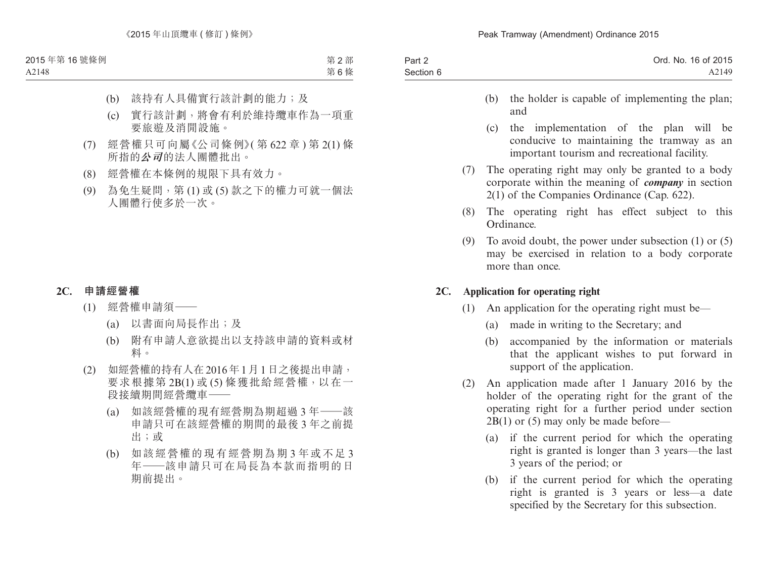(b) 該持有人具備實行該計劃的能力；及

(c) 實行該計劃，將會有利於維持纜車作為一項重要旅遊及消閒設施。

(7) 經營權只可向屬《公司條例》(第 622 章) 第 2(1) 條所指的***公司***的法人團體批出。

(8) 經營權在本條例的規限下具有效力。

(9) 為免生疑問，第 (1) 或 (5) 款之下的權力可就一個法人團體行使多於一次。

**2C. 申請經營權**

(1) 經營權申請須——

(a) 以書面向局長作出；及

(b) 附有申請人意欲提出以支持該申請的資料或材料。

(2) 如經營權的持有人在 2016 年 1 月 1 日之後提出申請，要求根據第 2B(1) 或 (5) 條獲批給經營權，以在一段接續期間經營纜車——

(a) 如該經營權的現有經營期為期超過 3 年——該申請只可在該經營權的期間的最後 3 年之前提出；或

(b) 如該經營權的現有經營期為期 3 年或不足 3 年——該申請只可在局長為本款而指明的日期前提出。

(b) the holder is capable of implementing the plan; and

(c) the implementation of the plan will be conducive to maintaining the tramway as an important tourism and recreational facility.

(7) The operating right may only be granted to a body corporate within the meaning of ***company*** in section 2(1) of the Companies Ordinance (Cap. 622).

(8) The operating right has effect subject to this Ordinance.

(9) To avoid doubt, the power under subsection (1) or (5) may be exercised in relation to a body corporate more than once.

**2C. Application for operating right**

(1) An application for the operating right must be—

(a) made in writing to the Secretary; and

(b) accompanied by the information or materials that the applicant wishes to put forward in support of the application.

(2) An application made after 1 January 2016 by the holder of the operating right for the grant of the operating right for a further period under section 2B(1) or (5) may only be made before—

(a) if the current period for which the operating right is granted is longer than 3 years—the last 3 years of the period; or

(b) if the current period for which the operating right is granted is 3 years or less—a date specified by the Secretary for this subsection.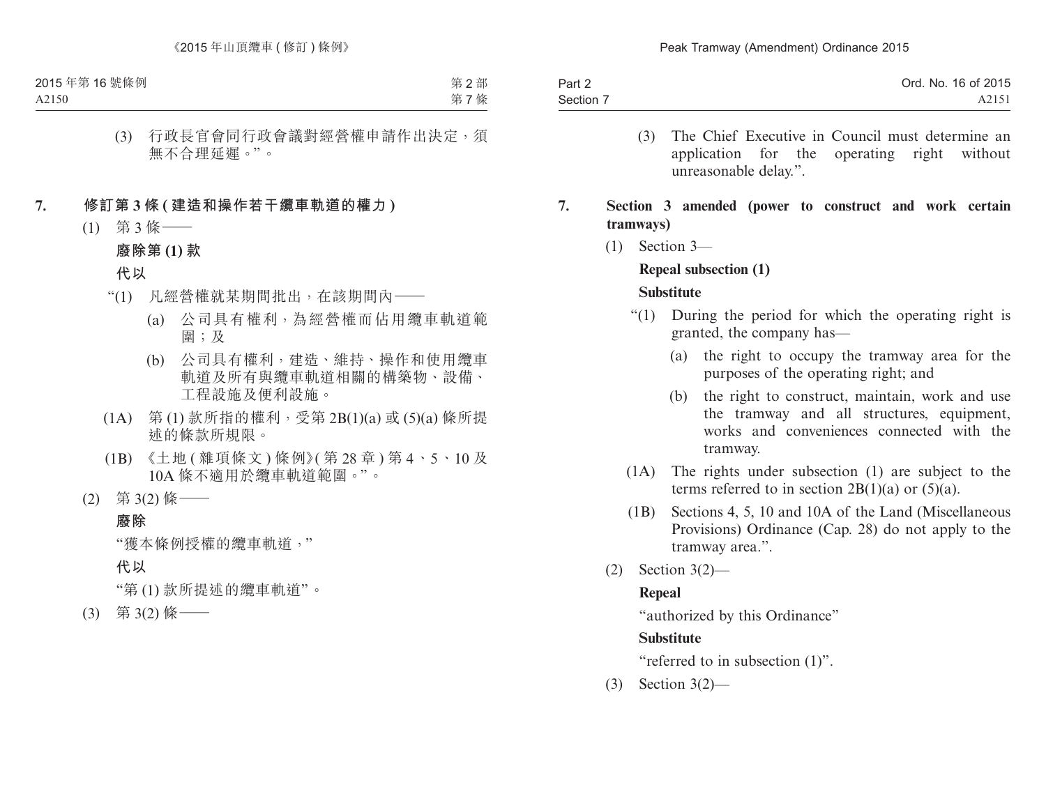(3) 行政長官會同行政會議對經營權申請作出決定，須無不合理延遲。”。

## 7. 修訂第 3 條 (建造和操作若干纜車軌道的權力)

(1) 第 3 條——

**廢除第 (1) 款**

**代以**

“(1) 凡經營權就某期間批出，在該期間內——

(a) 公司具有權利，為經營權而佔用纜車軌道範圍；及

(b) 公司具有權利，建造、維持、操作和使用纜車軌道及所有與纜車軌道相關的構築物、設備、工程設施及便利設施。

(1A) 第 (1) 款所指的權利，受第 2B(1)(a) 或 (5)(a) 條所提述的條款所規限。

(1B) 《土地 (雜項條文) 條例》(第 28 章) 第 4、5、10 及 10A 條不適用於纜車軌道範圍。”。

(2) 第 3(2) 條——

**廢除**

“獲本條例授權的纜車軌道，”

**代以**

“第 (1) 款所提述的纜車軌道”。

(3) 第 3(2) 條——

(3) The Chief Executive in Council must determine an application for the operating right without unreasonable delay.”.

## 7. Section 3 amended (power to construct and work certain tramways)

(1) Section 3—

**Repeal subsection (1)**

**Substitute**

“(1) During the period for which the operating right is granted, the company has—

(a) the right to occupy the tramway area for the purposes of the operating right; and

(b) the right to construct, maintain, work and use the tramway and all structures, equipment, works and conveniences connected with the tramway.

(1A) The rights under subsection (1) are subject to the terms referred to in section 2B(1)(a) or (5)(a).

(1B) Sections 4, 5, 10 and 10A of the Land (Miscellaneous Provisions) Ordinance (Cap. 28) do not apply to the tramway area.”.

(2) Section 3(2)—

**Repeal**

“authorized by this Ordinance”

**Substitute**

“referred to in subsection (1)”.

(3) Section 3(2)—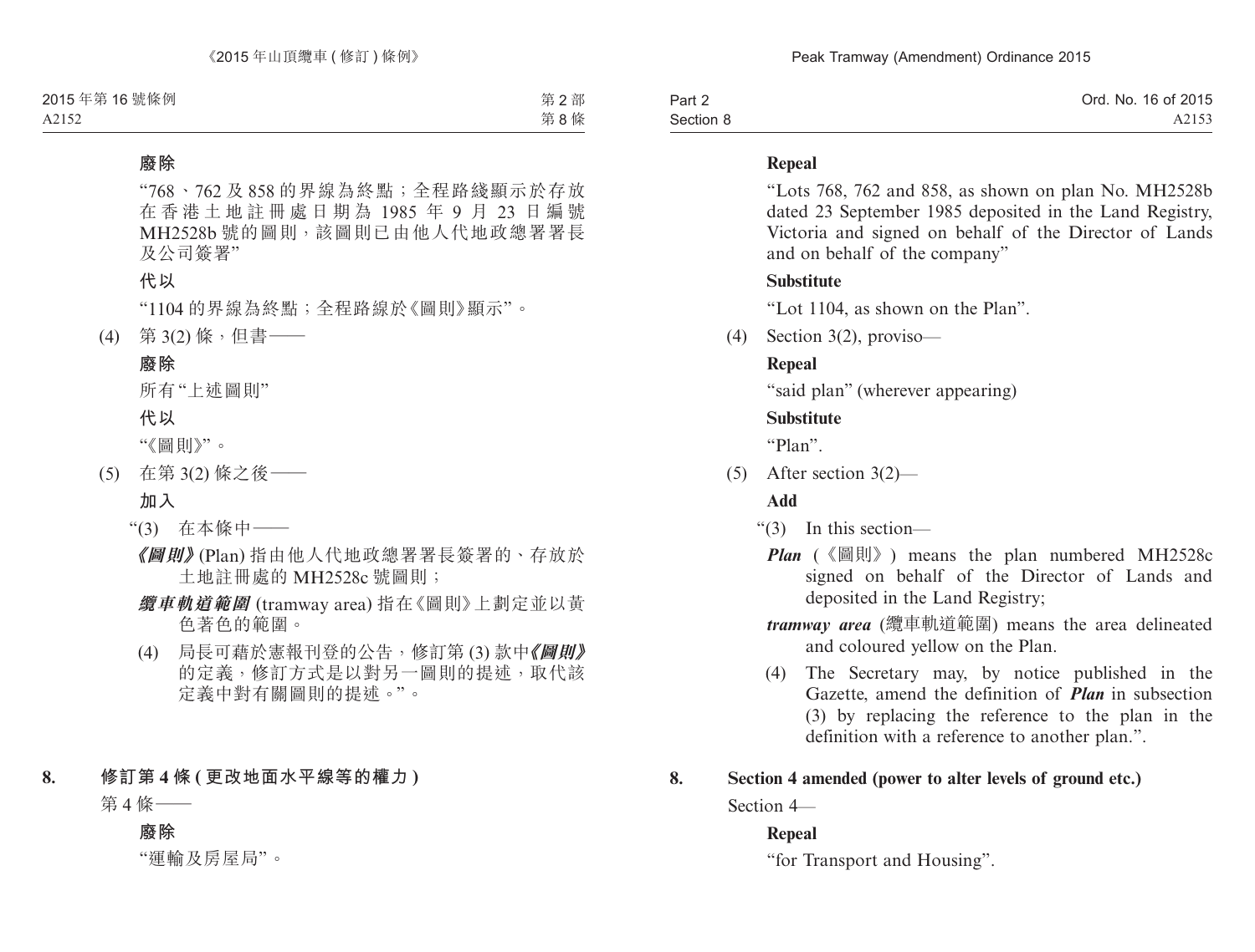**廢除**

"768、762 及 858 的界線為終點；全程路綫顯示於存放在香港土地註冊處日期為 1985 年 9 月 23 日編號 MH2528b 號的圖則，該圖則已由他人代地政總署署長及公司簽署"

**代以**

"1104 的界線為終點；全程路線於《圖則》顯示"。

(4) 第 3(2) 條，但書——

**廢除**

所有"上述圖則"

**代以**

"《圖則》"。

(5) 在第 3(2) 條之後——

**加入**

"(3) 在本條中——

***《圖則》*** (Plan) 指由他人代地政總署署長簽署的、存放於土地註冊處的 MH2528c 號圖則；

***纜車軌道範圍*** (tramway area) 指在《圖則》上劃定並以黃色著色的範圍。

(4) 局長可藉於憲報刊登的公告，修訂第 (3) 款中***《圖則》***的定義，修訂方式是以對另一圖則的提述，取代該定義中對有關圖則的提述。"。

**8. 修訂第 4 條 (更改地面水平線等的權力)**

第 4 條——

**廢除**

"運輸及房屋局"。

**Repeal**

"Lots 768, 762 and 858, as shown on plan No. MH2528b dated 23 September 1985 deposited in the Land Registry, Victoria and signed on behalf of the Director of Lands and on behalf of the company"

**Substitute**

"Lot 1104, as shown on the Plan".

(4) Section 3(2), proviso—

**Repeal**

"said plan" (wherever appearing)

**Substitute**

"Plan".

(5) After section 3(2)—

**Add**

"(3) In this section—

***Plan*** (《圖則》) means the plan numbered MH2528c signed on behalf of the Director of Lands and deposited in the Land Registry;

***tramway area*** (纜車軌道範圍) means the area delineated and coloured yellow on the Plan.

(4) The Secretary may, by notice published in the Gazette, amend the definition of ***Plan*** in subsection (3) by replacing the reference to the plan in the definition with a reference to another plan.".

**8. Section 4 amended (power to alter levels of ground etc.)**

Section 4—

**Repeal**

"for Transport and Housing".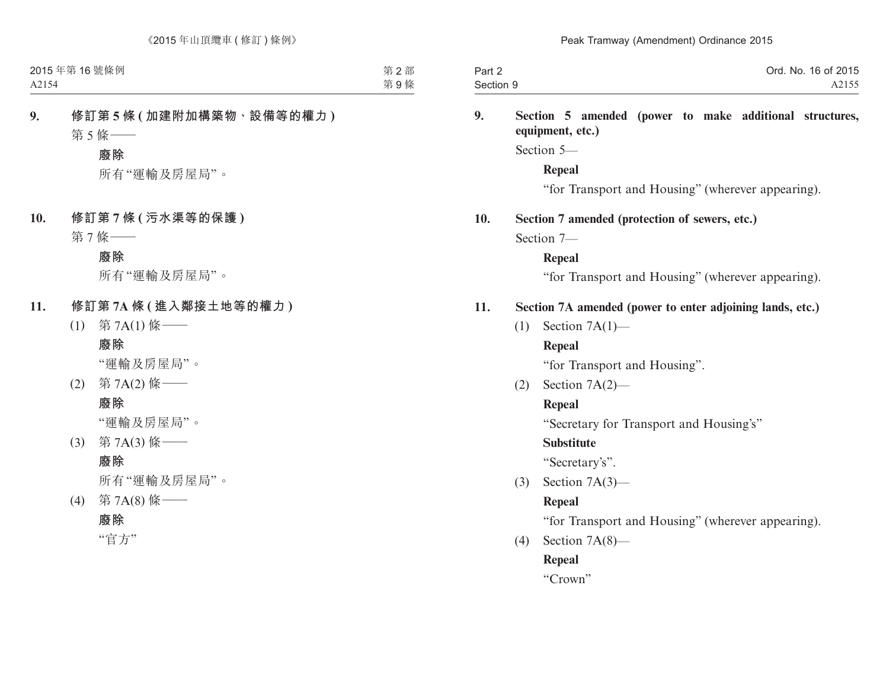**9. 修訂第 5 條 (加建附加構築物、設備等的權力)**

第 5 條——

**廢除**

所有“運輸及房屋局”。

**10. 修訂第 7 條 (污水渠等的保護)**

第 7 條——

**廢除**

所有“運輸及房屋局”。

**11. 修訂第 7A 條 (進入鄰接土地等的權力)**

(1) 第 7A(1) 條——

**廢除**

“運輸及房屋局”。

(2) 第 7A(2) 條——

**廢除**

“運輸及房屋局”。

(3) 第 7A(3) 條——

**廢除**

所有“運輸及房屋局”。

(4) 第 7A(8) 條——

**廢除**

“官方”

**9. Section 5 amended (power to make additional structures, equipment, etc.)**

Section 5—

**Repeal**

“for Transport and Housing” (wherever appearing).

**10. Section 7 amended (protection of sewers, etc.)**

Section 7—

**Repeal**

“for Transport and Housing” (wherever appearing).

**11. Section 7A amended (power to enter adjoining lands, etc.)**

(1) Section 7A(1)—

**Repeal**

“for Transport and Housing”.

(2) Section 7A(2)—

**Repeal**

“Secretary for Transport and Housing’s”

**Substitute**

“Secretary’s”.

(3) Section 7A(3)—

**Repeal**

“for Transport and Housing” (wherever appearing).

(4) Section 7A(8)—

**Repeal**

“Crown”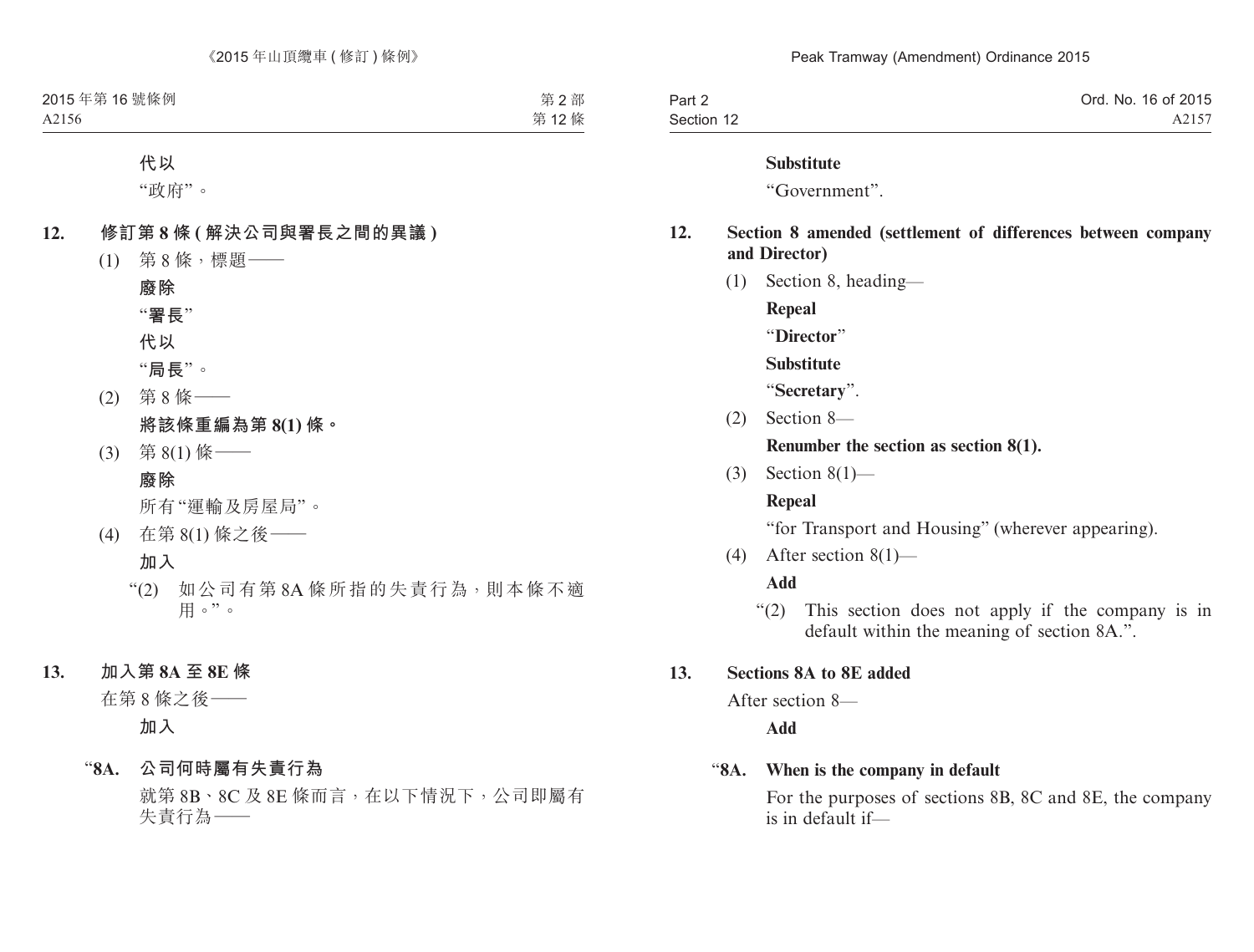代以

"政府"。

**12. 修訂第 8 條 (解決公司與署長之間的異議)**

(1) 第 8 條，標題——

**廢除**

**"署長"**

**代以**

**"局長"**。

(2) 第 8 條——

**將該條重編為第 8(1) 條。**

(3) 第 8(1) 條——

**廢除**

所有"運輸及房屋局"。

(4) 在第 8(1) 條之後——

**加入**

"(2) 如公司有第 8A 條所指的失責行為，則本條不適用。"。

**13. 加入第 8A 至 8E 條**

在第 8 條之後——

**加入**

**"8A. 公司何時屬有失責行為**

就第 8B、8C 及 8E 條而言，在以下情況下，公司即屬有失責行為——

---

**Substitute**

"Government".

**12. Section 8 amended (settlement of differences between company and Director)**

(1) Section 8, heading—

**Repeal**

"**Director**"

**Substitute**

"**Secretary**".

(2) Section 8—

**Renumber the section as section 8(1).**

(3) Section 8(1)—

**Repeal**

"for Transport and Housing" (wherever appearing).

(4) After section 8(1)—

**Add**

"(2) This section does not apply if the company is in default within the meaning of section 8A.".

**13. Sections 8A to 8E added**

After section 8—

**Add**

**"8A. When is the company in default**

For the purposes of sections 8B, 8C and 8E, the company is in default if—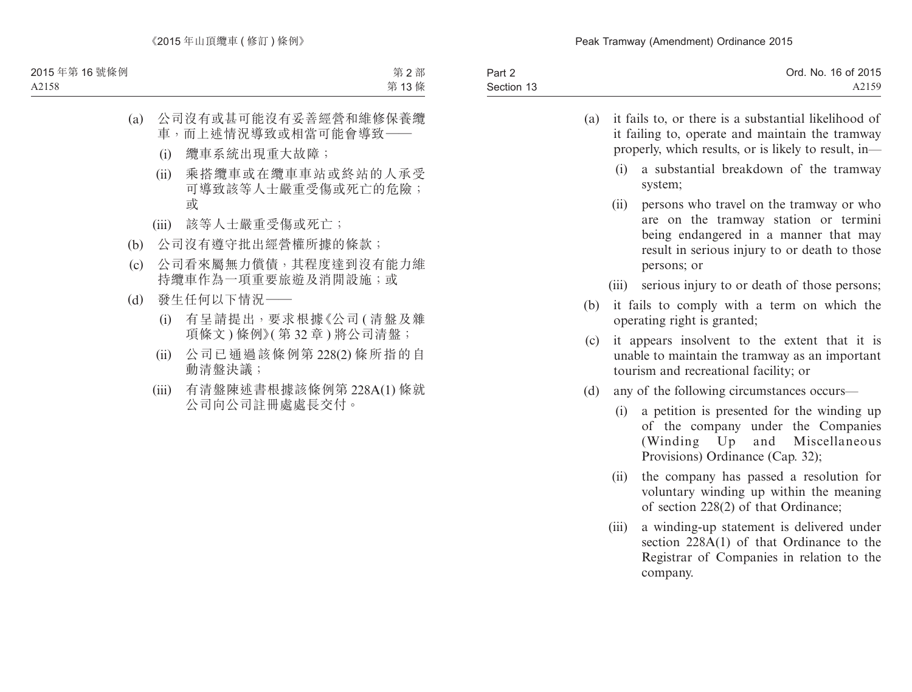(a) 公司沒有或甚可能沒有妥善經營和維修保養纜車，而上述情況導致或相當可能會導致——

(i) 纜車系統出現重大故障；

(ii) 乘搭纜車或在纜車車站或終站的人承受可導致該等人士嚴重受傷或死亡的危險；或

(iii) 該等人士嚴重受傷或死亡；

(b) 公司沒有遵守批出經營權所據的條款；

(c) 公司看來屬無力償債，其程度達到沒有能力維持纜車作為一項重要旅遊及消閒設施；或

(d) 發生任何以下情況——

(i) 有呈請提出，要求根據《公司 (清盤及雜項條文) 條例》(第 32 章) 將公司清盤；

(ii) 公司已通過該條例第 228(2) 條所指的自動清盤決議；

(iii) 有清盤陳述書根據該條例第 228A(1) 條就公司向公司註冊處處長交付。

(a) it fails to, or there is a substantial likelihood of it failing to, operate and maintain the tramway properly, which results, or is likely to result, in—

(i) a substantial breakdown of the tramway system;

(ii) persons who travel on the tramway or who are on the tramway station or termini being endangered in a manner that may result in serious injury to or death to those persons; or

(iii) serious injury to or death of those persons;

(b) it fails to comply with a term on which the operating right is granted;

(c) it appears insolvent to the extent that it is unable to maintain the tramway as an important tourism and recreational facility; or

(d) any of the following circumstances occurs—

(i) a petition is presented for the winding up of the company under the Companies (Winding Up and Miscellaneous Provisions) Ordinance (Cap. 32);

(ii) the company has passed a resolution for voluntary winding up within the meaning of section 228(2) of that Ordinance;

(iii) a winding-up statement is delivered under section 228A(1) of that Ordinance to the Registrar of Companies in relation to the company.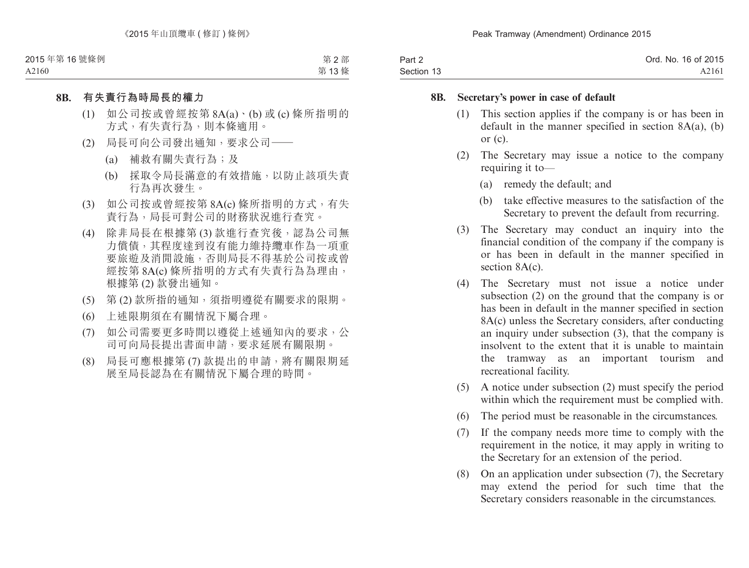**8B. 有失責行為時局長的權力**

(1) 如公司按或曾經按第 8A(a)、(b) 或 (c) 條所指明的方式，有失責行為，則本條適用。

(2) 局長可向公司發出通知，要求公司——

(a) 補救有關失責行為；及

(b) 採取令局長滿意的有效措施，以防止該項失責行為再次發生。

(3) 如公司按或曾經按第 8A(c) 條所指明的方式，有失責行為，局長可對公司的財務狀況進行查究。

(4) 除非局長在根據第 (3) 款進行查究後，認為公司無力償債，其程度達到沒有能力維持纜車作為一項重要旅遊及消閒設施，否則局長不得基於公司按或曾經按第 8A(c) 條所指明的方式有失責行為為理由，根據第 (2) 款發出通知。

(5) 第 (2) 款所指的通知，須指明遵從有關要求的限期。

(6) 上述限期須在有關情況下屬合理。

(7) 如公司需要更多時間以遵從上述通知內的要求，公司可向局長提出書面申請，要求延展有關限期。

(8) 局長可應根據第 (7) 款提出的申請，將有關限期延展至局長認為在有關情況下屬合理的時間。

**8B. Secretary's power in case of default**

(1) This section applies if the company is or has been in default in the manner specified in section 8A(a), (b) or (c).

(2) The Secretary may issue a notice to the company requiring it to—

(a) remedy the default; and

(b) take effective measures to the satisfaction of the Secretary to prevent the default from recurring.

(3) The Secretary may conduct an inquiry into the financial condition of the company if the company is or has been in default in the manner specified in section 8A(c).

(4) The Secretary must not issue a notice under subsection (2) on the ground that the company is or has been in default in the manner specified in section 8A(c) unless the Secretary considers, after conducting an inquiry under subsection (3), that the company is insolvent to the extent that it is unable to maintain the tramway as an important tourism and recreational facility.

(5) A notice under subsection (2) must specify the period within which the requirement must be complied with.

(6) The period must be reasonable in the circumstances.

(7) If the company needs more time to comply with the requirement in the notice, it may apply in writing to the Secretary for an extension of the period.

(8) On an application under subsection (7), the Secretary may extend the period for such time that the Secretary considers reasonable in the circumstances.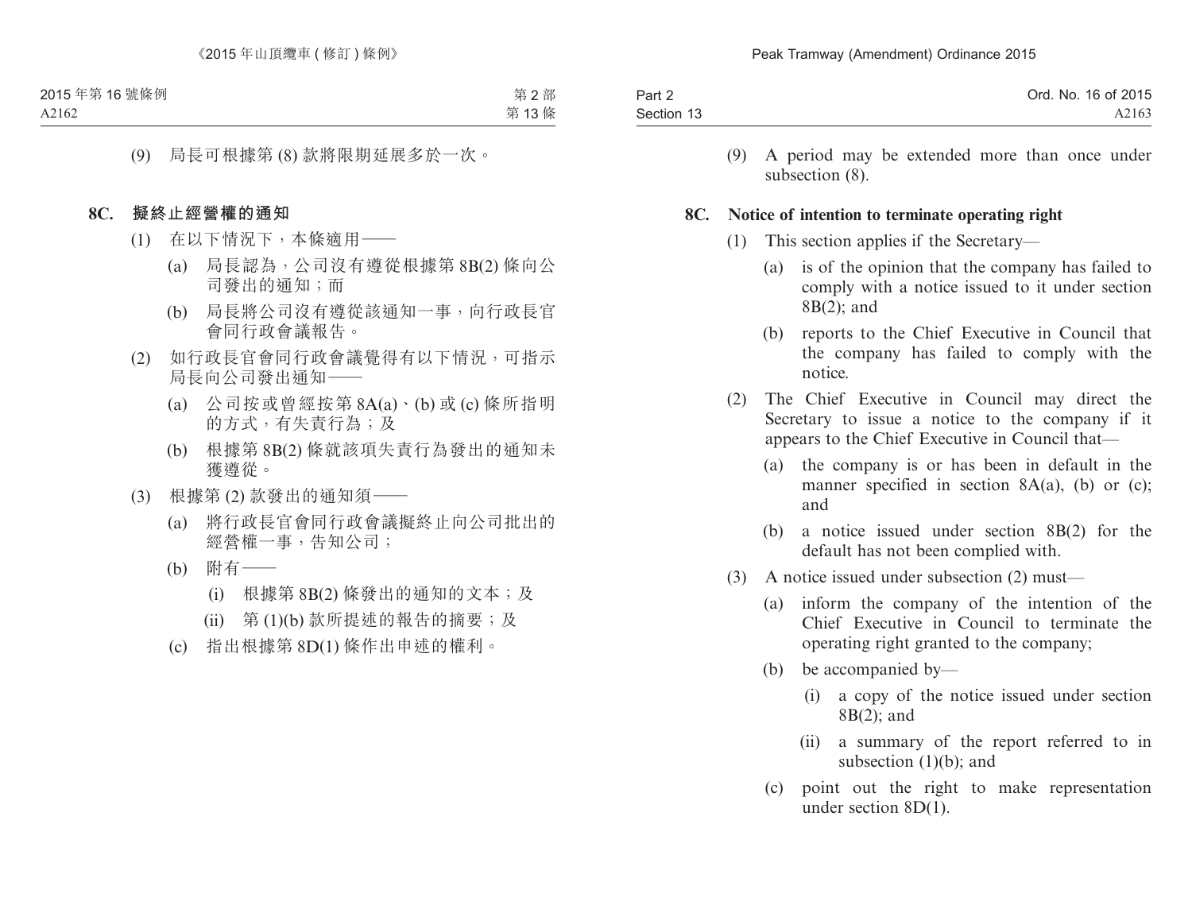(9) 局長可根據第 (8) 款將限期延展多於一次。

**8C. 擬終止經營權的通知**

(1) 在以下情況下，本條適用——

(a) 局長認為，公司沒有遵從根據第 8B(2) 條向公司發出的通知；而

(b) 局長將公司沒有遵從該通知一事，向行政長官會同行政會議報告。

(2) 如行政長官會同行政會議覺得有以下情況，可指示局長向公司發出通知——

(a) 公司按或曾經按第 8A(a)、(b) 或 (c) 條所指明的方式，有失責行為；及

(b) 根據第 8B(2) 條就該項失責行為發出的通知未獲遵從。

(3) 根據第 (2) 款發出的通知須——

(a) 將行政長官會同行政會議擬終止向公司批出的經營權一事，告知公司；

(b) 附有——

(i) 根據第 8B(2) 條發出的通知的文本；及

(ii) 第 (1)(b) 款所提述的報告的摘要；及

(c) 指出根據第 8D(1) 條作出申述的權利。

(9) A period may be extended more than once under subsection (8).

**8C. Notice of intention to terminate operating right**

(1) This section applies if the Secretary—

(a) is of the opinion that the company has failed to comply with a notice issued to it under section 8B(2); and

(b) reports to the Chief Executive in Council that the company has failed to comply with the notice.

(2) The Chief Executive in Council may direct the Secretary to issue a notice to the company if it appears to the Chief Executive in Council that—

(a) the company is or has been in default in the manner specified in section 8A(a), (b) or (c); and

(b) a notice issued under section 8B(2) for the default has not been complied with.

(3) A notice issued under subsection (2) must—

(a) inform the company of the intention of the Chief Executive in Council to terminate the operating right granted to the company;

(b) be accompanied by—

(i) a copy of the notice issued under section 8B(2); and

(ii) a summary of the report referred to in subsection (1)(b); and

(c) point out the right to make representation under section 8D(1).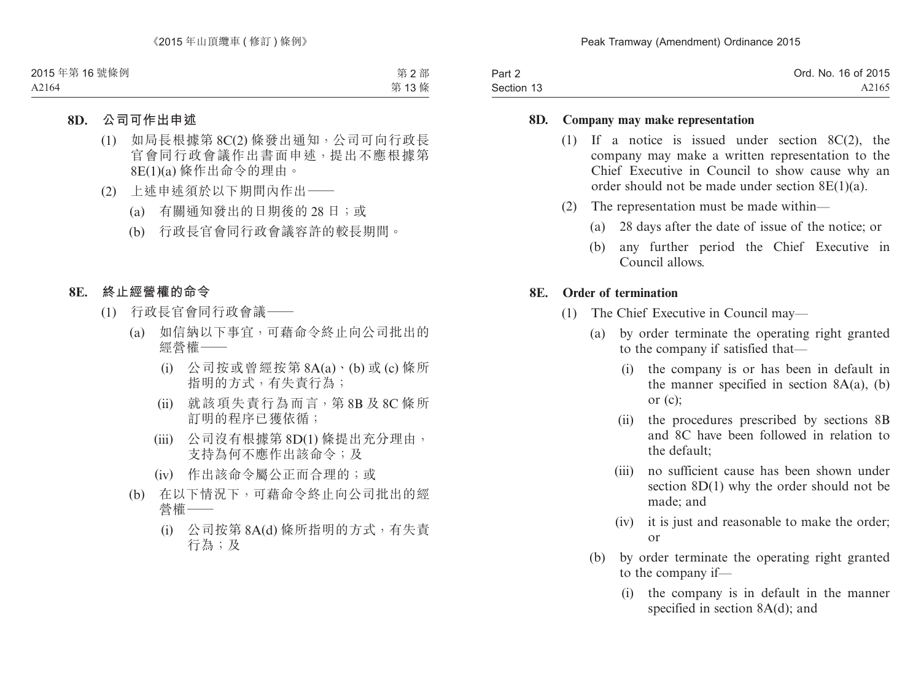### 8D. 公司可作出申述

(1) 如局長根據第 8C(2) 條發出通知，公司可向行政長官會同行政會議作出書面申述，提出不應根據第 8E(1)(a) 條作出命令的理由。

(2) 上述申述須於以下期間內作出——

(a) 有關通知發出的日期後的 28 日；或

(b) 行政長官會同行政會議容許的較長期間。

### 8E. 終止經營權的命令

(1) 行政長官會同行政會議——

(a) 如信納以下事宜，可藉命令終止向公司批出的經營權——

(i) 公司按或曾經按第 8A(a)、(b) 或 (c) 條所指明的方式，有失責行為；

(ii) 就該項失責行為而言，第 8B 及 8C 條所訂明的程序已獲依循；

(iii) 公司沒有根據第 8D(1) 條提出充分理由，支持為何不應作出該命令；及

(iv) 作出該命令屬公正而合理的；或

(b) 在以下情況下，可藉命令終止向公司批出的經營權——

(i) 公司按第 8A(d) 條所指明的方式，有失責行為；及

### 8D. Company may make representation

(1) If a notice is issued under section 8C(2), the company may make a written representation to the Chief Executive in Council to show cause why an order should not be made under section 8E(1)(a).

(2) The representation must be made within—

(a) 28 days after the date of issue of the notice; or

(b) any further period the Chief Executive in Council allows.

### 8E. Order of termination

(1) The Chief Executive in Council may—

(a) by order terminate the operating right granted to the company if satisfied that—

(i) the company is or has been in default in the manner specified in section 8A(a), (b) or (c);

(ii) the procedures prescribed by sections 8B and 8C have been followed in relation to the default;

(iii) no sufficient cause has been shown under section 8D(1) why the order should not be made; and

(iv) it is just and reasonable to make the order; or

(b) by order terminate the operating right granted to the company if—

(i) the company is in default in the manner specified in section 8A(d); and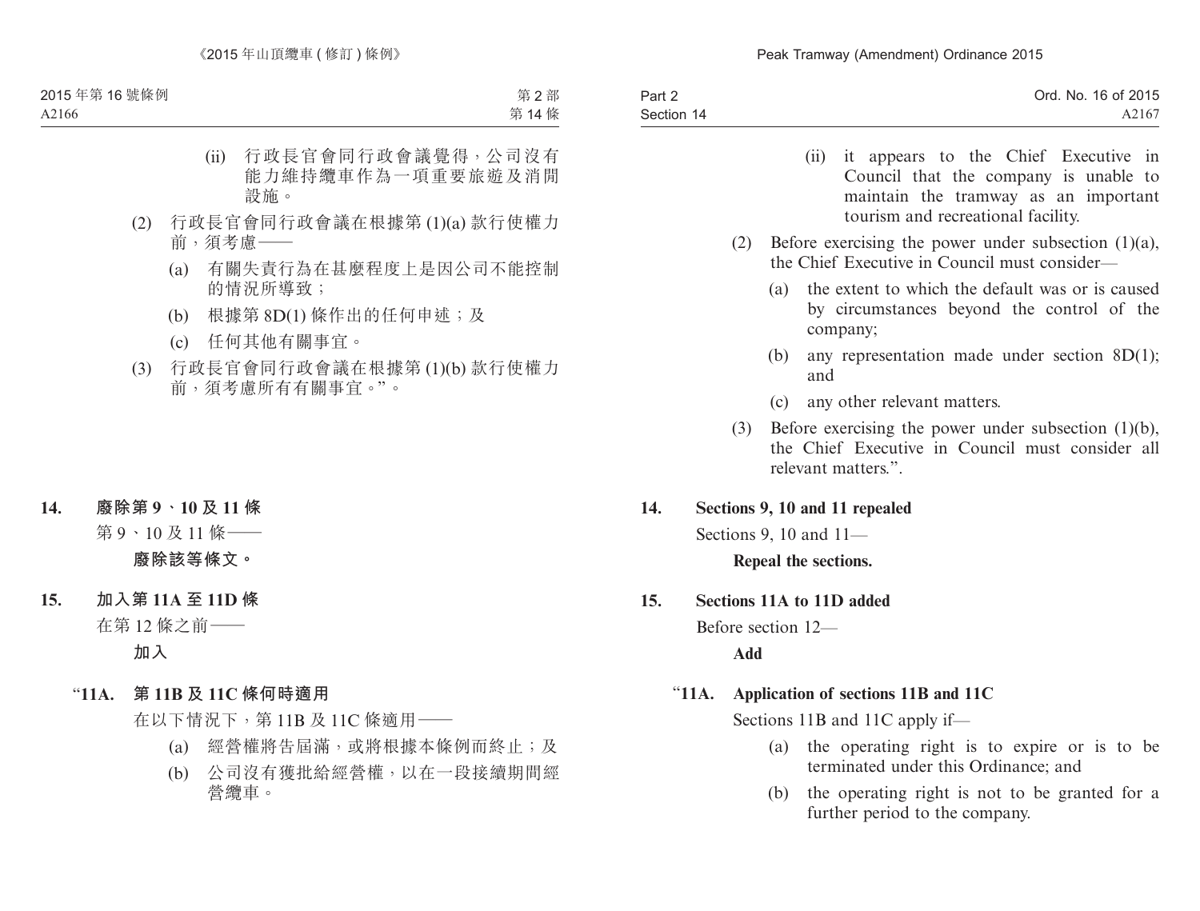(ii) 行政長官會同行政會議覺得，公司沒有能力維持纜車作為一項重要旅遊及消閒設施。

(2) 行政長官會同行政會議在根據第 (1)(a) 款行使權力前，須考慮——

(a) 有關失責行為在甚麼程度上是因公司不能控制的情況所導致；

(b) 根據第 8D(1) 條作出的任何申述；及

(c) 任何其他有關事宜。

(3) 行政長官會同行政會議在根據第 (1)(b) 款行使權力前，須考慮所有有關事宜。”。

**14. 廢除第 9、10 及 11 條**

第 9、10 及 11 條——

**廢除該等條文。**

**15. 加入第 11A 至 11D 條**

在第 12 條之前——

**加入**

**“11A. 第 11B 及 11C 條何時適用**

在以下情況下，第 11B 及 11C 條適用——

(a) 經營權將告屆滿，或將根據本條例而終止；及

(b) 公司沒有獲批給經營權，以在一段接續期間經營纜車。

(ii) it appears to the Chief Executive in Council that the company is unable to maintain the tramway as an important tourism and recreational facility.

(2) Before exercising the power under subsection (1)(a), the Chief Executive in Council must consider—

(a) the extent to which the default was or is caused by circumstances beyond the control of the company;

(b) any representation made under section 8D(1); and

(c) any other relevant matters.

(3) Before exercising the power under subsection (1)(b), the Chief Executive in Council must consider all relevant matters.”.

**14. Sections 9, 10 and 11 repealed**

Sections 9, 10 and 11—

**Repeal the sections.**

**15. Sections 11A to 11D added**

Before section 12—

**Add**

**“11A. Application of sections 11B and 11C**

Sections 11B and 11C apply if—

(a) the operating right is to expire or is to be terminated under this Ordinance; and

(b) the operating right is not to be granted for a further period to the company.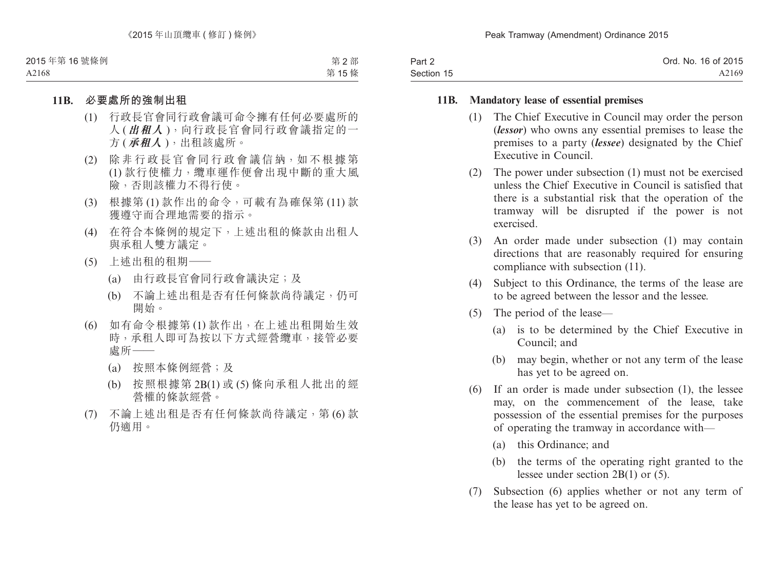**11B. 必要處所的強制出租**

(1) 行政長官會同行政會議可命令擁有任何必要處所的人 (***出租人***)，向行政長官會同行政會議指定的一方 (***承租人***)，出租該處所。

(2) 除非行政長官會同行政會議信納，如不根據第 (1) 款行使權力，纜車運作便會出現中斷的重大風險，否則該權力不得行使。

(3) 根據第 (1) 款作出的命令，可載有為確保第 (11) 款獲遵守而合理地需要的指示。

(4) 在符合本條例的規定下，上述出租的條款由出租人與承租人雙方議定。

(5) 上述出租的租期——

(a) 由行政長官會同行政會議決定；及

(b) 不論上述出租是否有任何條款尚待議定，仍可開始。

(6) 如有命令根據第 (1) 款作出，在上述出租開始生效時，承租人即可為按以下方式經營纜車，接管必要處所——

(a) 按照本條例經營；及

(b) 按照根據第 2B(1) 或 (5) 條向承租人批出的經營權的條款經營。

(7) 不論上述出租是否有任何條款尚待議定，第 (6) 款仍適用。

**11B. Mandatory lease of essential premises**

(1) The Chief Executive in Council may order the person (***lessor***) who owns any essential premises to lease the premises to a party (***lessee***) designated by the Chief Executive in Council.

(2) The power under subsection (1) must not be exercised unless the Chief Executive in Council is satisfied that there is a substantial risk that the operation of the tramway will be disrupted if the power is not exercised.

(3) An order made under subsection (1) may contain directions that are reasonably required for ensuring compliance with subsection (11).

(4) Subject to this Ordinance, the terms of the lease are to be agreed between the lessor and the lessee.

(5) The period of the lease—

(a) is to be determined by the Chief Executive in Council; and

(b) may begin, whether or not any term of the lease has yet to be agreed on.

(6) If an order is made under subsection (1), the lessee may, on the commencement of the lease, take possession of the essential premises for the purposes of operating the tramway in accordance with—

(a) this Ordinance; and

(b) the terms of the operating right granted to the lessee under section 2B(1) or (5).

(7) Subsection (6) applies whether or not any term of the lease has yet to be agreed on.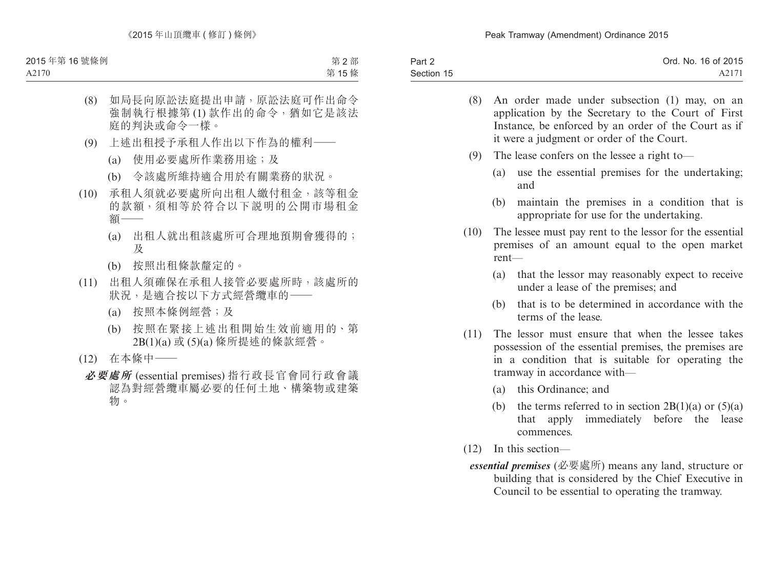(8) 如局長向原訟法庭提出申請，原訟法庭可作出命令強制執行根據第 (1) 款作出的命令，猶如它是該法庭的判決或命令一樣。

(9) 上述出租授予承租人作出以下作為的權利——

(a) 使用必要處所作業務用途；及

(b) 令該處所維持適合用於有關業務的狀況。

(10) 承租人須就必要處所向出租人繳付租金，該等租金的款額，須相等於符合以下說明的公開市場租金額——

(a) 出租人就出租該處所可合理地預期會獲得的；及

(b) 按照出租條款釐定的。

(11) 出租人須確保在承租人接管必要處所時，該處所的狀況，是適合按以下方式經營纜車的——

(a) 按照本條例經營；及

(b) 按照在緊接上述出租開始生效前適用的、第 2B(1)(a) 或 (5)(a) 條所提述的條款經營。

(12) 在本條中——

***必要處所*** (essential premises) 指行政長官會同行政會議認為對經營纜車屬必要的任何土地、構築物或建築物。

(8) An order made under subsection (1) may, on an application by the Secretary to the Court of First Instance, be enforced by an order of the Court as if it were a judgment or order of the Court.

(9) The lease confers on the lessee a right to—

(a) use the essential premises for the undertaking; and

(b) maintain the premises in a condition that is appropriate for use for the undertaking.

(10) The lessee must pay rent to the lessor for the essential premises of an amount equal to the open market rent—

(a) that the lessor may reasonably expect to receive under a lease of the premises; and

(b) that is to be determined in accordance with the terms of the lease.

(11) The lessor must ensure that when the lessee takes possession of the essential premises, the premises are in a condition that is suitable for operating the tramway in accordance with—

(a) this Ordinance; and

(b) the terms referred to in section 2B(1)(a) or (5)(a) that apply immediately before the lease commences.

(12) In this section—

***essential premises*** (必要處所) means any land, structure or building that is considered by the Chief Executive in Council to be essential to operating the tramway.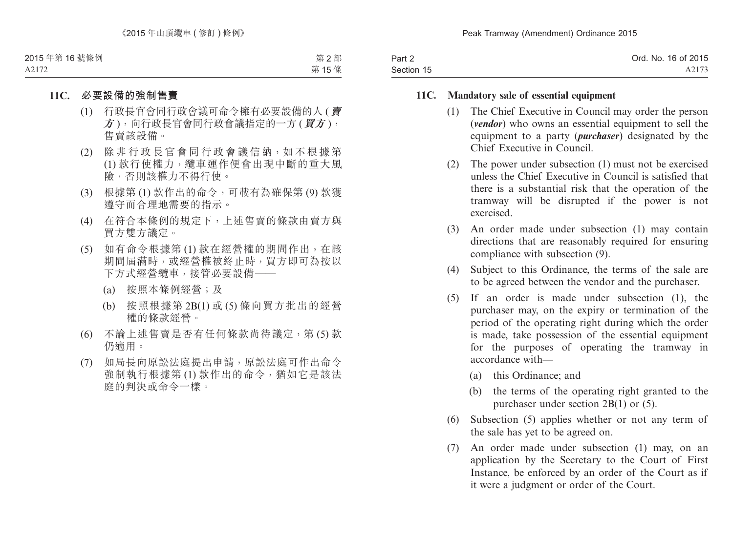### 11C. 必要設備的強制售賣

(1) 行政長官會同行政會議可命令擁有必要設備的人 (***賣方***)，向行政長官會同行政會議指定的一方 (***買方***)，售賣該設備。

(2) 除非行政長官會同行政會議信納，如不根據第 (1) 款行使權力，纜車運作便會出現中斷的重大風險，否則該權力不得行使。

(3) 根據第 (1) 款作出的命令，可載有為確保第 (9) 款獲遵守而合理地需要的指示。

(4) 在符合本條例的規定下，上述售賣的條款由賣方與買方雙方議定。

(5) 如有命令根據第 (1) 款在經營權的期間作出，在該期間屆滿時，或經營權被終止時，買方即可為按以下方式經營纜車，接管必要設備——

(a) 按照本條例經營；及

(b) 按照根據第 2B(1) 或 (5) 條向買方批出的經營權的條款經營。

(6) 不論上述售賣是否有任何條款尚待議定，第 (5) 款仍適用。

(7) 如局長向原訟法庭提出申請，原訟法庭可作出命令強制執行根據第 (1) 款作出的命令，猶如它是該法庭的判決或命令一樣。

### 11C. Mandatory sale of essential equipment

(1) The Chief Executive in Council may order the person (***vendor***) who owns an essential equipment to sell the equipment to a party (***purchaser***) designated by the Chief Executive in Council.

(2) The power under subsection (1) must not be exercised unless the Chief Executive in Council is satisfied that there is a substantial risk that the operation of the tramway will be disrupted if the power is not exercised.

(3) An order made under subsection (1) may contain directions that are reasonably required for ensuring compliance with subsection (9).

(4) Subject to this Ordinance, the terms of the sale are to be agreed between the vendor and the purchaser.

(5) If an order is made under subsection (1), the purchaser may, on the expiry or termination of the period of the operating right during which the order is made, take possession of the essential equipment for the purposes of operating the tramway in accordance with—

(a) this Ordinance; and

(b) the terms of the operating right granted to the purchaser under section 2B(1) or (5).

(6) Subsection (5) applies whether or not any term of the sale has yet to be agreed on.

(7) An order made under subsection (1) may, on an application by the Secretary to the Court of First Instance, be enforced by an order of the Court as if it were a judgment or order of the Court.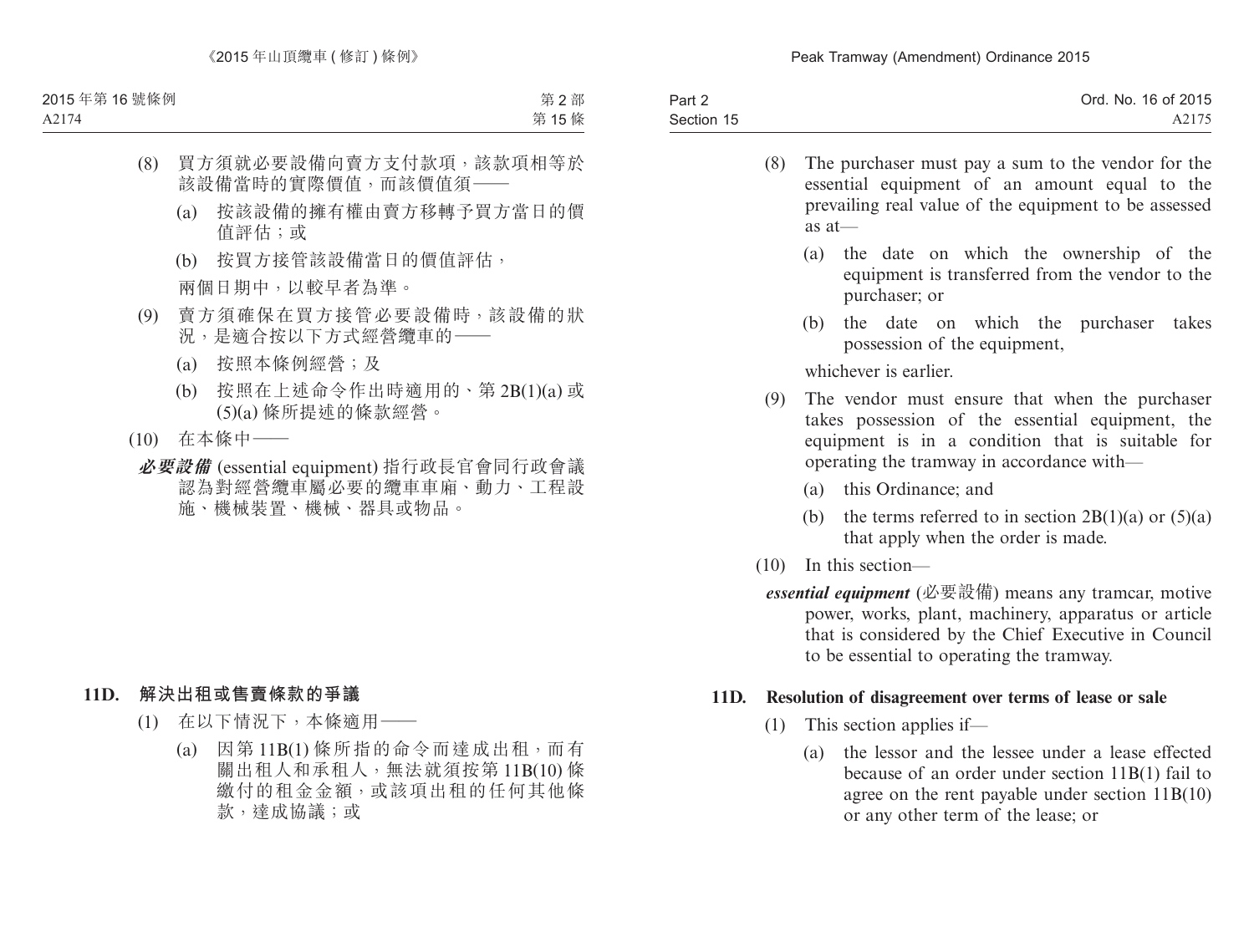(8) 買方須就必要設備向賣方支付款項，該款項相等於該設備當時的實際價值，而該價值須——

(a) 按該設備的擁有權由賣方移轉予買方當日的價值評估；或

(b) 按買方接管該設備當日的價值評估，

兩個日期中，以較早者為準。

(9) 賣方須確保在買方接管必要設備時，該設備的狀況，是適合按以下方式經營纜車的——

(a) 按照本條例經營；及

(b) 按照在上述命令作出時適用的、第 2B(1)(a) 或 (5)(a) 條所提述的條款經營。

(10) 在本條中——

***必要設備*** (essential equipment) 指行政長官會同行政會議認為對經營纜車屬必要的纜車車廂、動力、工程設施、機械裝置、機械、器具或物品。

**11D. 解決出租或售賣條款的爭議**

(1) 在以下情況下，本條適用——

(a) 因第 11B(1) 條所指的命令而達成出租，而有關出租人和承租人，無法就須按第 11B(10) 條繳付的租金金額，或該項出租的任何其他條款，達成協議；或

(8) The purchaser must pay a sum to the vendor for the essential equipment of an amount equal to the prevailing real value of the equipment to be assessed as at—

(a) the date on which the ownership of the equipment is transferred from the vendor to the purchaser; or

(b) the date on which the purchaser takes possession of the equipment,

whichever is earlier.

(9) The vendor must ensure that when the purchaser takes possession of the essential equipment, the equipment is in a condition that is suitable for operating the tramway in accordance with—

(a) this Ordinance; and

(b) the terms referred to in section 2B(1)(a) or (5)(a) that apply when the order is made.

(10) In this section—

***essential equipment*** (必要設備) means any tramcar, motive power, works, plant, machinery, apparatus or article that is considered by the Chief Executive in Council to be essential to operating the tramway.

**11D. Resolution of disagreement over terms of lease or sale**

(1) This section applies if—

(a) the lessor and the lessee under a lease effected because of an order under section 11B(1) fail to agree on the rent payable under section 11B(10) or any other term of the lease; or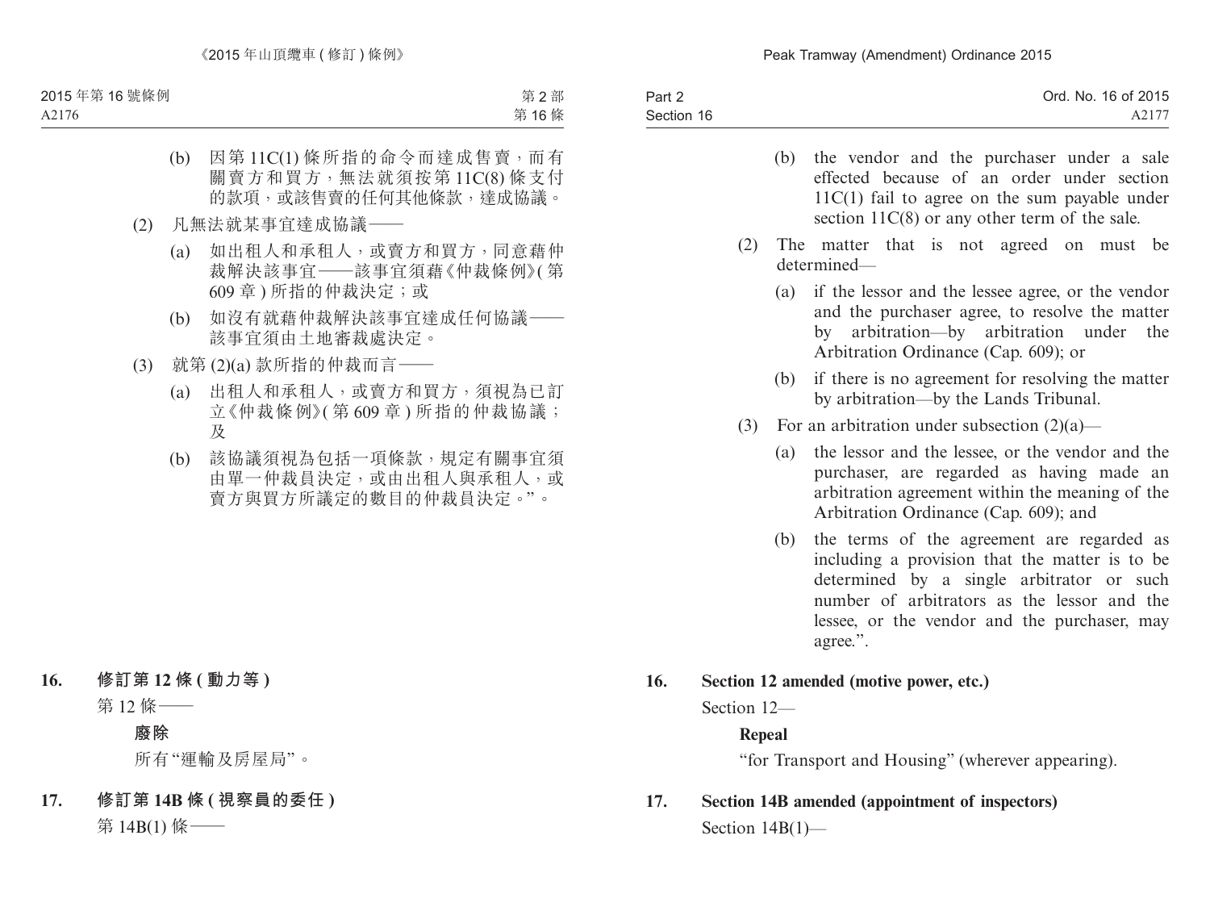(b) 因第 11C(1) 條所指的命令而達成售賣，而有關賣方和買方，無法就須按第 11C(8) 條支付的款項，或該售賣的任何其他條款，達成協議。

(2) 凡無法就某事宜達成協議——

(a) 如出租人和承租人，或賣方和買方，同意藉仲裁解決該事宜——該事宜須藉《仲裁條例》(第 609 章) 所指的仲裁決定；或

(b) 如沒有就藉仲裁解決該事宜達成任何協議——該事宜須由土地審裁處決定。

(3) 就第 (2)(a) 款所指的仲裁而言——

(a) 出租人和承租人，或賣方和買方，須視為已訂立《仲裁條例》(第 609 章) 所指的仲裁協議；及

(b) 該協議須視為包括一項條款，規定有關事宜須由單一仲裁員決定，或由出租人與承租人，或賣方與買方所議定的數目的仲裁員決定。”。

**16. 修訂第 12 條 (動力等)**

第 12 條——

**廢除**

所有“運輸及房屋局”。

**17. 修訂第 14B 條 (視察員的委任)**

第 14B(1) 條——

(b) the vendor and the purchaser under a sale effected because of an order under section 11C(1) fail to agree on the sum payable under section 11C(8) or any other term of the sale.

(2) The matter that is not agreed on must be determined—

(a) if the lessor and the lessee agree, or the vendor and the purchaser agree, to resolve the matter by arbitration—by arbitration under the Arbitration Ordinance (Cap. 609); or

(b) if there is no agreement for resolving the matter by arbitration—by the Lands Tribunal.

(3) For an arbitration under subsection (2)(a)—

(a) the lessor and the lessee, or the vendor and the purchaser, are regarded as having made an arbitration agreement within the meaning of the Arbitration Ordinance (Cap. 609); and

(b) the terms of the agreement are regarded as including a provision that the matter is to be determined by a single arbitrator or such number of arbitrators as the lessor and the lessee, or the vendor and the purchaser, may agree.”.

**16. Section 12 amended (motive power, etc.)**

Section 12—

**Repeal**

“for Transport and Housing” (wherever appearing).

**17. Section 14B amended (appointment of inspectors)**

Section 14B(1)—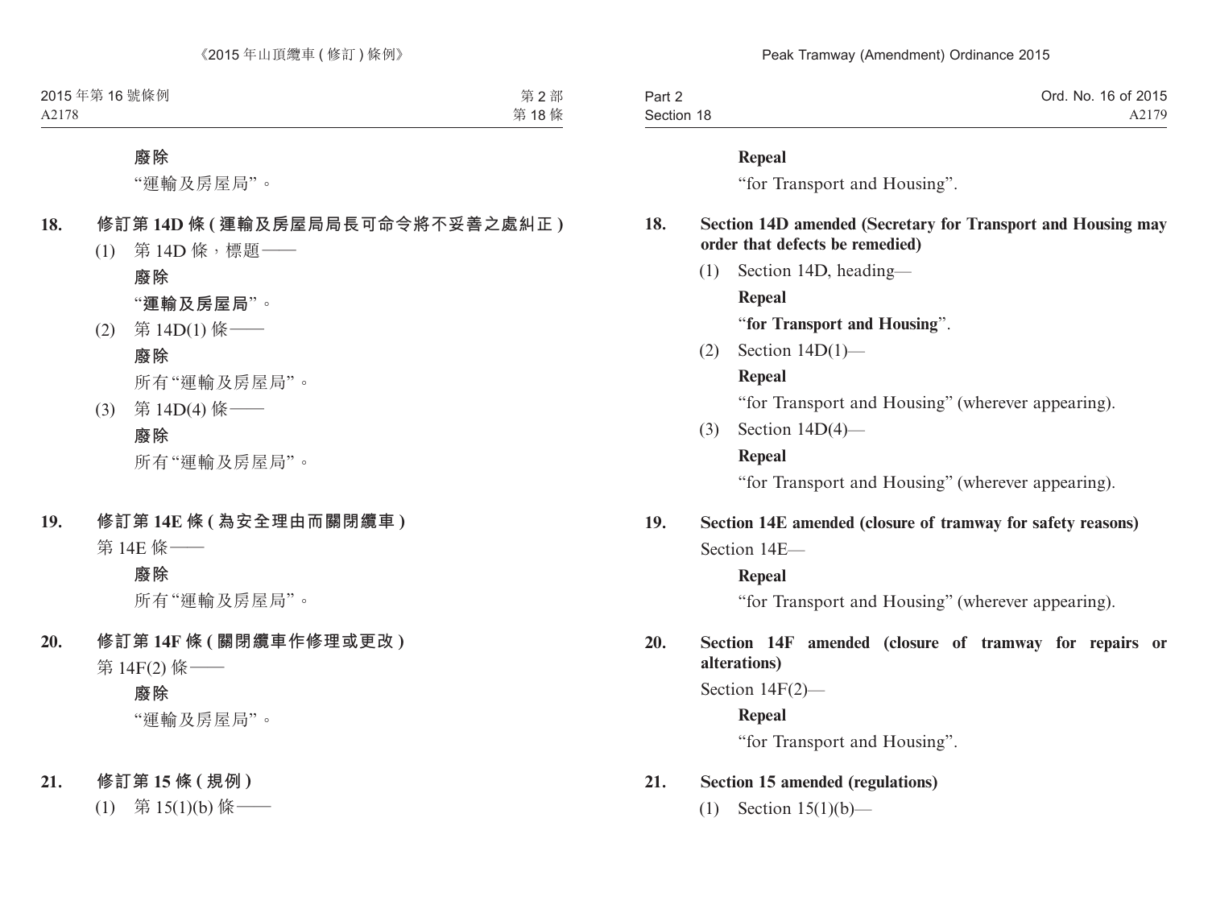**廢除**

“運輸及房屋局”。

**18. 修訂第 14D 條 (運輸及房屋局局長可命令將不妥善之處糾正)**

(1) 第 14D 條，標題——

**廢除**

“**運輸及房屋局**”。

(2) 第 14D(1) 條——

**廢除**

所有“運輸及房屋局”。

(3) 第 14D(4) 條——

**廢除**

所有“運輸及房屋局”。

**19. 修訂第 14E 條 (為安全理由而關閉纜車)**

第 14E 條——

**廢除**

所有“運輸及房屋局”。

**20. 修訂第 14F 條 (關閉纜車作修理或更改)**

第 14F(2) 條——

**廢除**

“運輸及房屋局”。

**21. 修訂第 15 條 (規例)**

(1) 第 15(1)(b) 條——

**Repeal**

“for Transport and Housing”.

**18. Section 14D amended (Secretary for Transport and Housing may order that defects be remedied)**

(1) Section 14D, heading—

**Repeal**

“**for Transport and Housing**”.

(2) Section 14D(1)—

**Repeal**

“for Transport and Housing” (wherever appearing).

(3) Section 14D(4)—

**Repeal**

“for Transport and Housing” (wherever appearing).

**19. Section 14E amended (closure of tramway for safety reasons)**

Section 14E—

**Repeal**

“for Transport and Housing” (wherever appearing).

**20. Section 14F amended (closure of tramway for repairs or alterations)**

Section 14F(2)—

**Repeal**

“for Transport and Housing”.

**21. Section 15 amended (regulations)**

(1) Section 15(1)(b)—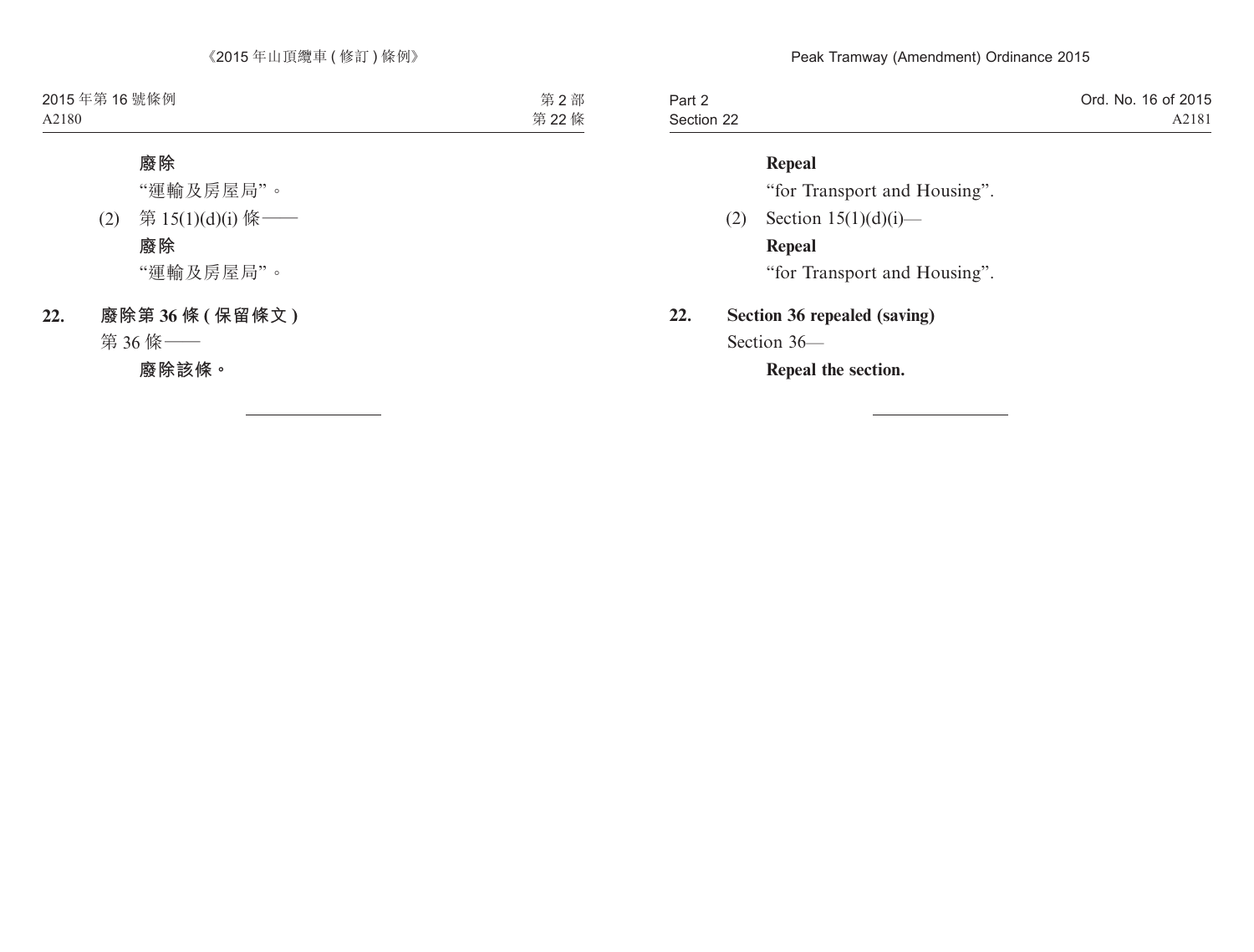**廢除**

"運輸及房屋局"。

(2) 第 15(1)(d)(i) 條——

**廢除**

"運輸及房屋局"。

**22. 廢除第 36 條 ( 保留條文 )**

第 36 條——

**廢除該條。**

---

**Repeal**

"for Transport and Housing".

(2) Section 15(1)(d)(i)—

**Repeal**

"for Transport and Housing".

**22. Section 36 repealed (saving)**

Section 36—

**Repeal the section.**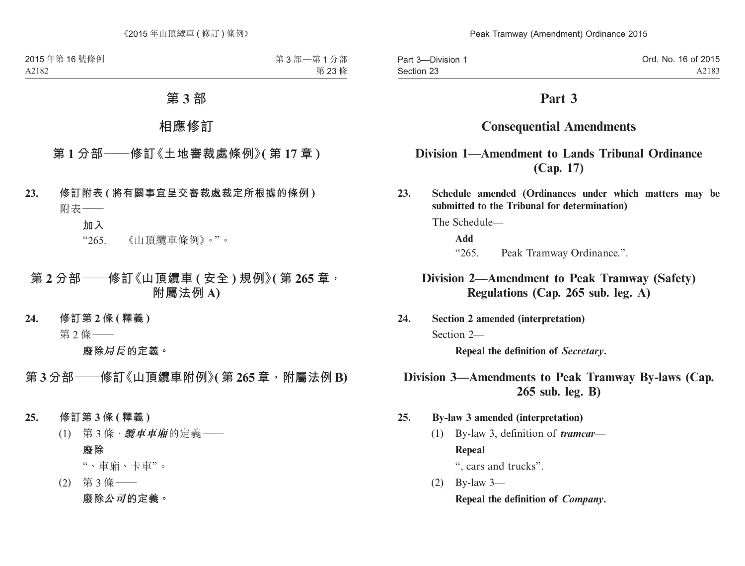# 第 3 部

## 相應修訂

### 第 1 分部——修訂《土地審裁處條例》(第 17 章)

**23. 修訂附表 (將有關事宜呈交審裁處裁定所根據的條例)**

附表——

**加入**

“265. 《山頂纜車條例》。”。

### 第 2 分部——修訂《山頂纜車 (安全) 規例》(第 265 章，附屬法例 A)

**24. 修訂第 2 條 (釋義)**

第 2 條——

**廢除*局長*的定義。**

### 第 3 分部——修訂《山頂纜車附例》(第 265 章，附屬法例 B)

**25. 修訂第 3 條 (釋義)**

(1) 第 3 條，***纜車車廂***的定義——

**廢除**

“、車廂、卡車”。

(2) 第 3 條——

**廢除*公司*的定義。**

# Part 3

## Consequential Amendments

### Division 1—Amendment to Lands Tribunal Ordinance (Cap. 17)

**23. Schedule amended (Ordinances under which matters may be submitted to the Tribunal for determination)**

The Schedule—

**Add**

“265. Peak Tramway Ordinance.”.

### Division 2—Amendment to Peak Tramway (Safety) Regulations (Cap. 265 sub. leg. A)

**24. Section 2 amended (interpretation)**

Section 2—

**Repeal the definition of *Secretary*.**

### Division 3—Amendments to Peak Tramway By-laws (Cap. 265 sub. leg. B)

**25. By-law 3 amended (interpretation)**

(1) By-law 3, definition of ***tramcar***—

**Repeal**

“, cars and trucks”.

(2) By-law 3—

**Repeal the definition of *Company*.**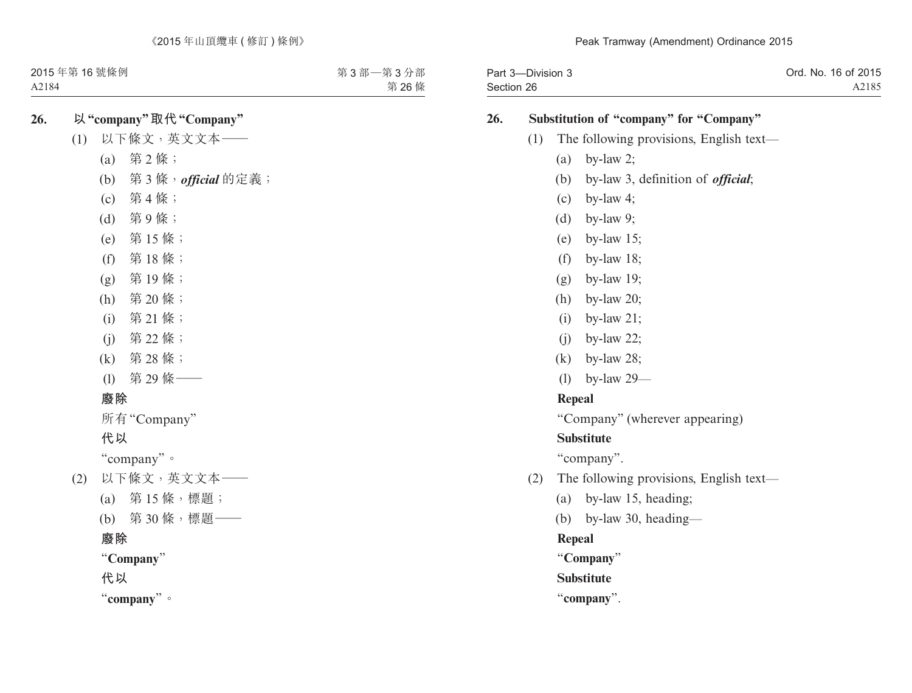**26. 以 "company" 取代 "Company"**

(1) 以下條文，英文文本——

(a) 第 2 條；

(b) 第 3 條，***official*** 的定義；

(c) 第 4 條；

(d) 第 9 條；

(e) 第 15 條；

(f) 第 18 條；

(g) 第 19 條；

(h) 第 20 條；

(i) 第 21 條；

(j) 第 22 條；

(k) 第 28 條；

(l) 第 29 條——

**廢除**

所有 "Company"

**代以**

"company"。

(2) 以下條文，英文文本——

(a) 第 15 條，標題；

(b) 第 30 條，標題——

**廢除**

"**Company**"

**代以**

"**company**"。

**26. Substitution of "company" for "Company"**

(1) The following provisions, English text—

(a) by-law 2;

(b) by-law 3, definition of ***official***;

(c) by-law 4;

(d) by-law 9;

(e) by-law 15;

(f) by-law 18;

(g) by-law 19;

(h) by-law 20;

(i) by-law 21;

(j) by-law 22;

(k) by-law 28;

(l) by-law 29—

**Repeal**

"Company" (wherever appearing)

**Substitute**

"company".

(2) The following provisions, English text—

(a) by-law 15, heading;

(b) by-law 30, heading—

**Repeal**

"**Company**"

**Substitute**

"**company**".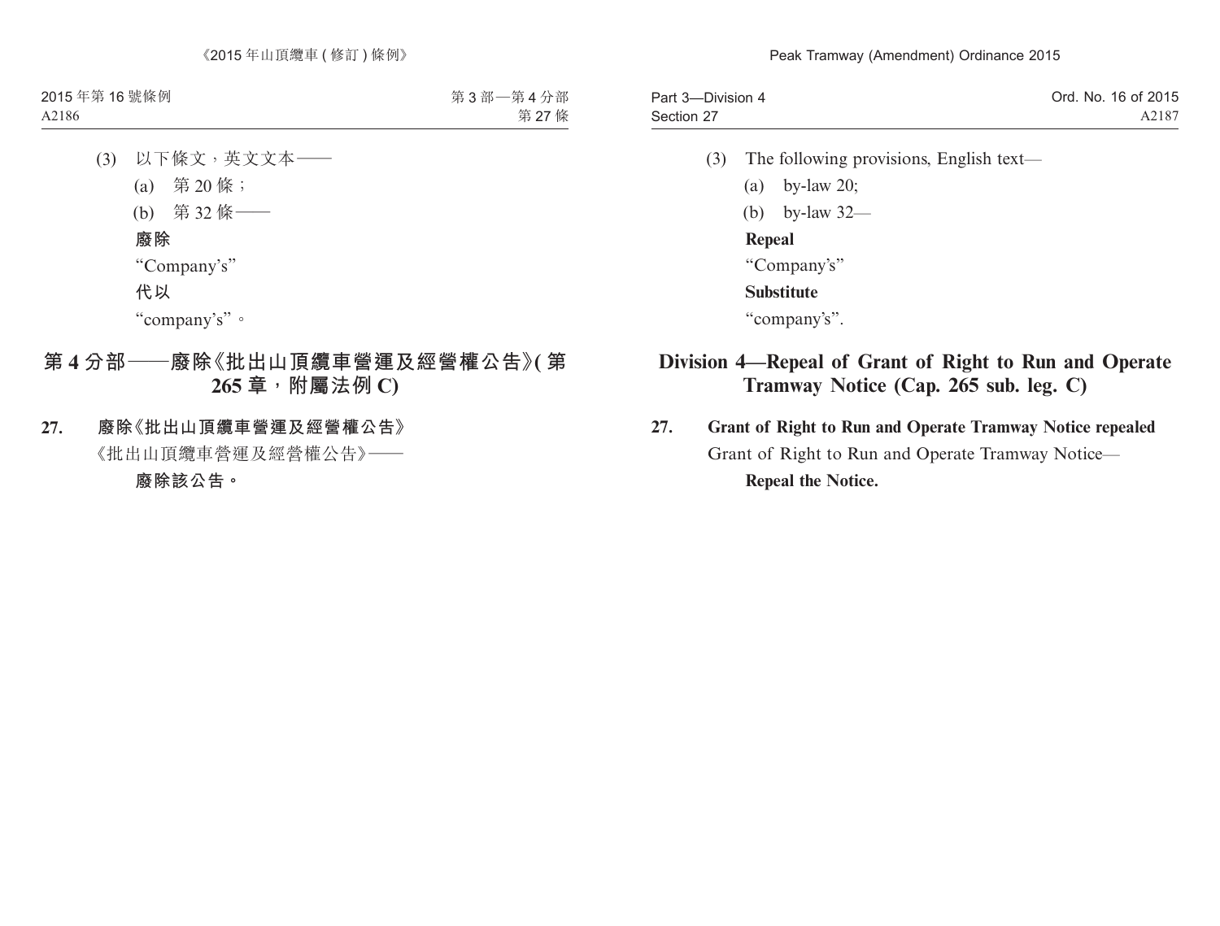(3) 以下條文，英文文本——

(a) 第 20 條；

(b) 第 32 條——

**廢除**

“Company's”

**代以**

“company's”。

## 第 4 分部——廢除《批出山頂纜車營運及經營權公告》(第 265 章，附屬法例 C)

**27. 廢除《批出山頂纜車營運及經營權公告》**

《批出山頂纜車營運及經營權公告》——

**廢除該公告。**

(3) The following provisions, English text—

(a) by-law 20;

(b) by-law 32—

**Repeal**

“Company's”

**Substitute**

“company's”.

## Division 4—Repeal of Grant of Right to Run and Operate Tramway Notice (Cap. 265 sub. leg. C)

**27. Grant of Right to Run and Operate Tramway Notice repealed**

Grant of Right to Run and Operate Tramway Notice—

**Repeal the Notice.**